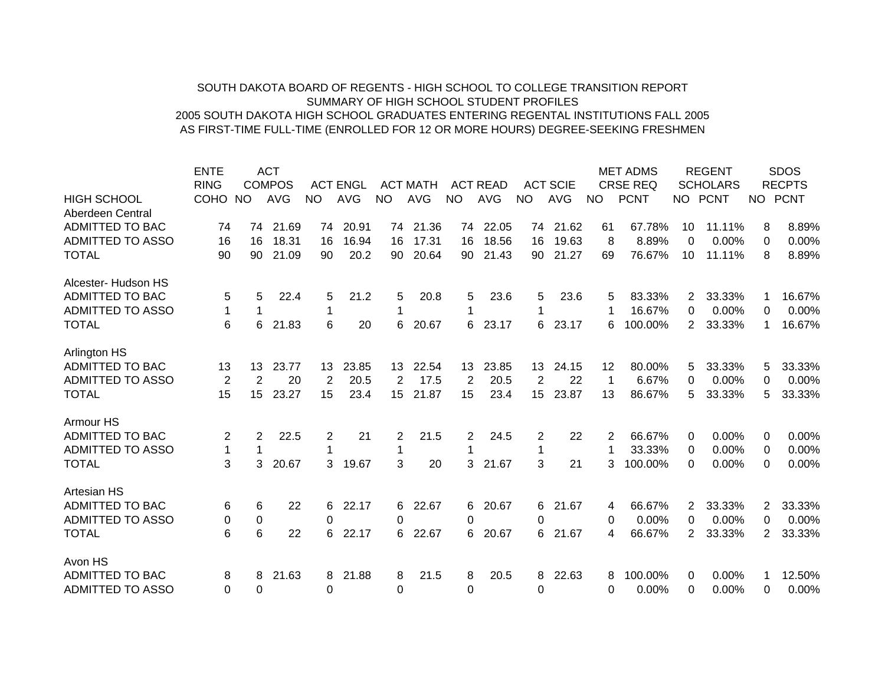SOUTH DAKOTA BOARD OF REGENTS - HIGH SCHOOL TO COLLEGE TRANSITION REPORT
SUMMARY OF HIGH SCHOOL STUDENT PROFILES
2005 SOUTH DAKOTA HIGH SCHOOL GRADUATES ENTERING REGENTAL INSTITUTIONS FALL 2005
AS FIRST-TIME FULL-TIME (ENROLLED FOR 12 OR MORE HOURS) DEGREE-SEEKING FRESHMEN

| HIGH SCHOOL | ENTERING COHO | ACT COMPOS NO | ACT COMPOS AVG | ACT ENGL NO | ACT ENGL AVG | ACT MATH NO | ACT MATH AVG | ACT READ NO | ACT READ AVG | ACT SCIE NO | ACT SCIE AVG | MET ADMS CRSE REQ NO | MET ADMS CRSE REQ PCNT | REGENT SCHOLARS NO | REGENT SCHOLARS PCNT | SDOS RECPTS NO | SDOS RECPTS PCNT |
|---|---|---|---|---|---|---|---|---|---|---|---|---|---|---|---|---|---|
| Aberdeen Central | | | | | | | | | | | | | | | | | |
| ADMITTED TO BAC | 74 | 74 | 21.69 | 74 | 20.91 | 74 | 21.36 | 74 | 22.05 | 74 | 21.62 | 61 | 67.78% | 10 | 11.11% | 8 | 8.89% |
| ADMITTED TO ASSO | 16 | 16 | 18.31 | 16 | 16.94 | 16 | 17.31 | 16 | 18.56 | 16 | 19.63 | 8 | 8.89% | 0 | 0.00% | 0 | 0.00% |
| TOTAL | 90 | 90 | 21.09 | 90 | 20.2 | 90 | 20.64 | 90 | 21.43 | 90 | 21.27 | 69 | 76.67% | 10 | 11.11% | 8 | 8.89% |
| Alcester- Hudson HS | | | | | | | | | | | | | | | | | |
| ADMITTED TO BAC | 5 | 5 | 22.4 | 5 | 21.2 | 5 | 20.8 | 5 | 23.6 | 5 | 23.6 | 5 | 83.33% | 2 | 33.33% | 1 | 16.67% |
| ADMITTED TO ASSO | 1 | 1 | | 1 | | 1 | | 1 | | 1 | | 1 | 16.67% | 0 | 0.00% | 0 | 0.00% |
| TOTAL | 6 | 6 | 21.83 | 6 | 20 | 6 | 20.67 | 6 | 23.17 | 6 | 23.17 | 6 | 100.00% | 2 | 33.33% | 1 | 16.67% |
| Arlington HS | | | | | | | | | | | | | | | | | |
| ADMITTED TO BAC | 13 | 13 | 23.77 | 13 | 23.85 | 13 | 22.54 | 13 | 23.85 | 13 | 24.15 | 12 | 80.00% | 5 | 33.33% | 5 | 33.33% |
| ADMITTED TO ASSO | 2 | 2 | 20 | 2 | 20.5 | 2 | 17.5 | 2 | 20.5 | 2 | 22 | 1 | 6.67% | 0 | 0.00% | 0 | 0.00% |
| TOTAL | 15 | 15 | 23.27 | 15 | 23.4 | 15 | 21.87 | 15 | 23.4 | 15 | 23.87 | 13 | 86.67% | 5 | 33.33% | 5 | 33.33% |
| Armour HS | | | | | | | | | | | | | | | | | |
| ADMITTED TO BAC | 2 | 2 | 22.5 | 2 | 21 | 2 | 21.5 | 2 | 24.5 | 2 | 22 | 2 | 66.67% | 0 | 0.00% | 0 | 0.00% |
| ADMITTED TO ASSO | 1 | 1 | | 1 | | 1 | | 1 | | 1 | | 1 | 33.33% | 0 | 0.00% | 0 | 0.00% |
| TOTAL | 3 | 3 | 20.67 | 3 | 19.67 | 3 | 20 | 3 | 21.67 | 3 | 21 | 3 | 100.00% | 0 | 0.00% | 0 | 0.00% |
| Artesian HS | | | | | | | | | | | | | | | | | |
| ADMITTED TO BAC | 6 | 6 | 22 | 6 | 22.17 | 6 | 22.67 | 6 | 20.67 | 6 | 21.67 | 4 | 66.67% | 2 | 33.33% | 2 | 33.33% |
| ADMITTED TO ASSO | 0 | 0 | | 0 | | 0 | | 0 | | 0 | | 0 | 0.00% | 0 | 0.00% | 0 | 0.00% |
| TOTAL | 6 | 6 | 22 | 6 | 22.17 | 6 | 22.67 | 6 | 20.67 | 6 | 21.67 | 4 | 66.67% | 2 | 33.33% | 2 | 33.33% |
| Avon HS | | | | | | | | | | | | | | | | | |
| ADMITTED TO BAC | 8 | 8 | 21.63 | 8 | 21.88 | 8 | 21.5 | 8 | 20.5 | 8 | 22.63 | 8 | 100.00% | 0 | 0.00% | 1 | 12.50% |
| ADMITTED TO ASSO | 0 | 0 | | 0 | | 0 | | 0 | | 0 | | 0 | 0.00% | 0 | 0.00% | 0 | 0.00% |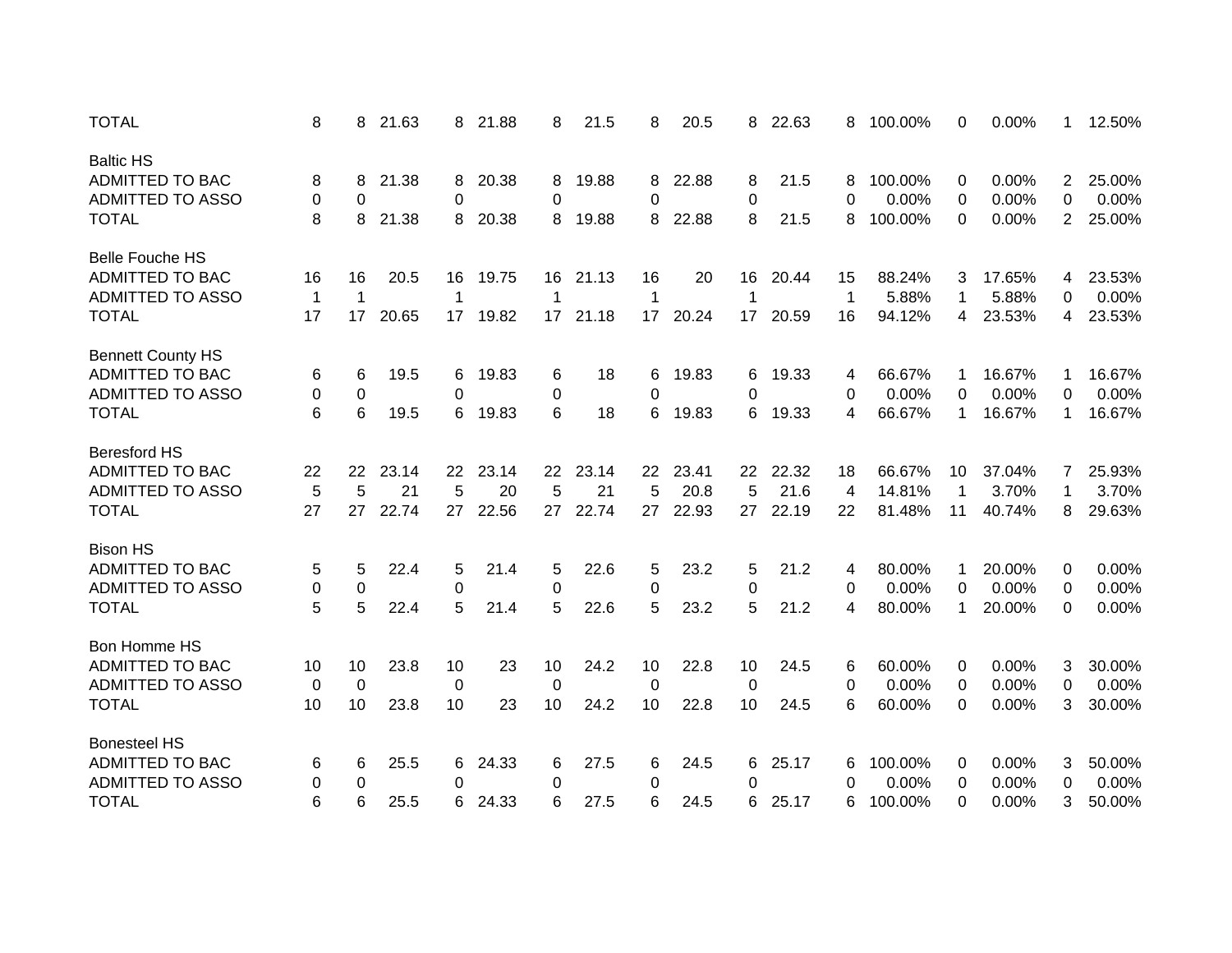| | | | | | | | | | | | | | | | | | | |
|---|---|---|---|---|---|---|---|---|---|---|---|---|---|---|---|---|---|---|
| TOTAL | 8 | 8 | 21.63 | 8 | 21.88 | 8 | 21.5 | 8 | 20.5 | 8 | 22.63 | 8 | 100.00% | 0 | 0.00% | 1 | 12.50% |
| | | | | | | | | | | | | | | | | | |
| Baltic HS | | | | | | | | | | | | | | | | | |
| ADMITTED TO BAC | 8 | 8 | 21.38 | 8 | 20.38 | 8 | 19.88 | 8 | 22.88 | 8 | 21.5 | 8 | 100.00% | 0 | 0.00% | 2 | 25.00% |
| ADMITTED TO ASSO | 0 | 0 | | 0 | | 0 | | 0 | | 0 | | 0 | 0.00% | 0 | 0.00% | 0 | 0.00% |
| TOTAL | 8 | 8 | 21.38 | 8 | 20.38 | 8 | 19.88 | 8 | 22.88 | 8 | 21.5 | 8 | 100.00% | 0 | 0.00% | 2 | 25.00% |
| | | | | | | | | | | | | | | | | | |
| Belle Fouche HS | | | | | | | | | | | | | | | | | |
| ADMITTED TO BAC | 16 | 16 | 20.5 | 16 | 19.75 | 16 | 21.13 | 16 | 20 | 16 | 20.44 | 15 | 88.24% | 3 | 17.65% | 4 | 23.53% |
| ADMITTED TO ASSO | 1 | 1 | | 1 | | 1 | | 1 | | 1 | | 1 | 5.88% | 1 | 5.88% | 0 | 0.00% |
| TOTAL | 17 | 17 | 20.65 | 17 | 19.82 | 17 | 21.18 | 17 | 20.24 | 17 | 20.59 | 16 | 94.12% | 4 | 23.53% | 4 | 23.53% |
| | | | | | | | | | | | | | | | | | |
| Bennett County HS | | | | | | | | | | | | | | | | | |
| ADMITTED TO BAC | 6 | 6 | 19.5 | 6 | 19.83 | 6 | 18 | 6 | 19.83 | 6 | 19.33 | 4 | 66.67% | 1 | 16.67% | 1 | 16.67% |
| ADMITTED TO ASSO | 0 | 0 | | 0 | | 0 | | 0 | | 0 | | 0 | 0.00% | 0 | 0.00% | 0 | 0.00% |
| TOTAL | 6 | 6 | 19.5 | 6 | 19.83 | 6 | 18 | 6 | 19.83 | 6 | 19.33 | 4 | 66.67% | 1 | 16.67% | 1 | 16.67% |
| | | | | | | | | | | | | | | | | | |
| Beresford HS | | | | | | | | | | | | | | | | | |
| ADMITTED TO BAC | 22 | 22 | 23.14 | 22 | 23.14 | 22 | 23.14 | 22 | 23.41 | 22 | 22.32 | 18 | 66.67% | 10 | 37.04% | 7 | 25.93% |
| ADMITTED TO ASSO | 5 | 5 | 21 | 5 | 20 | 5 | 21 | 5 | 20.8 | 5 | 21.6 | 4 | 14.81% | 1 | 3.70% | 1 | 3.70% |
| TOTAL | 27 | 27 | 22.74 | 27 | 22.56 | 27 | 22.74 | 27 | 22.93 | 27 | 22.19 | 22 | 81.48% | 11 | 40.74% | 8 | 29.63% |
| | | | | | | | | | | | | | | | | | |
| Bison HS | | | | | | | | | | | | | | | | | |
| ADMITTED TO BAC | 5 | 5 | 22.4 | 5 | 21.4 | 5 | 22.6 | 5 | 23.2 | 5 | 21.2 | 4 | 80.00% | 1 | 20.00% | 0 | 0.00% |
| ADMITTED TO ASSO | 0 | 0 | | 0 | | 0 | | 0 | | 0 | | 0 | 0.00% | 0 | 0.00% | 0 | 0.00% |
| TOTAL | 5 | 5 | 22.4 | 5 | 21.4 | 5 | 22.6 | 5 | 23.2 | 5 | 21.2 | 4 | 80.00% | 1 | 20.00% | 0 | 0.00% |
| | | | | | | | | | | | | | | | | | |
| Bon Homme HS | | | | | | | | | | | | | | | | | |
| ADMITTED TO BAC | 10 | 10 | 23.8 | 10 | 23 | 10 | 24.2 | 10 | 22.8 | 10 | 24.5 | 6 | 60.00% | 0 | 0.00% | 3 | 30.00% |
| ADMITTED TO ASSO | 0 | 0 | | 0 | | 0 | | 0 | | 0 | | 0 | 0.00% | 0 | 0.00% | 0 | 0.00% |
| TOTAL | 10 | 10 | 23.8 | 10 | 23 | 10 | 24.2 | 10 | 22.8 | 10 | 24.5 | 6 | 60.00% | 0 | 0.00% | 3 | 30.00% |
| | | | | | | | | | | | | | | | | | |
| Bonesteel HS | | | | | | | | | | | | | | | | | |
| ADMITTED TO BAC | 6 | 6 | 25.5 | 6 | 24.33 | 6 | 27.5 | 6 | 24.5 | 6 | 25.17 | 6 | 100.00% | 0 | 0.00% | 3 | 50.00% |
| ADMITTED TO ASSO | 0 | 0 | | 0 | | 0 | | 0 | | 0 | | 0 | 0.00% | 0 | 0.00% | 0 | 0.00% |
| TOTAL | 6 | 6 | 25.5 | 6 | 24.33 | 6 | 27.5 | 6 | 24.5 | 6 | 25.17 | 6 | 100.00% | 0 | 0.00% | 3 | 50.00% |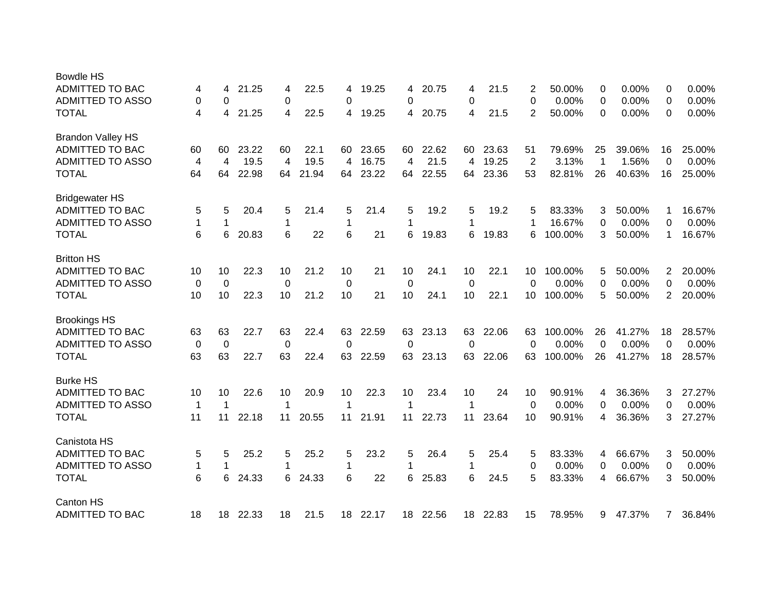| | | | | | | | | | | | | | | | | | | |
|---|---|---|---|---|---|---|---|---|---|---|---|---|---|---|---|---|---|---|
| **Bowdle HS** | | | | | | | | | | | | | | | | | | |
| ADMITTED TO BAC | 4 | 4 | 21.25 | 4 | 22.5 | 4 | 19.25 | 4 | 20.75 | 4 | 21.5 | 2 | 50.00% | 0 | 0.00% | 0 | 0.00% |
| ADMITTED TO ASSO | 0 | 0 | | 0 | | 0 | | 0 | | 0 | | 0 | 0.00% | 0 | 0.00% | 0 | 0.00% |
| TOTAL | 4 | 4 | 21.25 | 4 | 22.5 | 4 | 19.25 | 4 | 20.75 | 4 | 21.5 | 2 | 50.00% | 0 | 0.00% | 0 | 0.00% |
| **Brandon Valley HS** | | | | | | | | | | | | | | | | | | |
| ADMITTED TO BAC | 60 | 60 | 23.22 | 60 | 22.1 | 60 | 23.65 | 60 | 22.62 | 60 | 23.63 | 51 | 79.69% | 25 | 39.06% | 16 | 25.00% |
| ADMITTED TO ASSO | 4 | 4 | 19.5 | 4 | 19.5 | 4 | 16.75 | 4 | 21.5 | 4 | 19.25 | 2 | 3.13% | 1 | 1.56% | 0 | 0.00% |
| TOTAL | 64 | 64 | 22.98 | 64 | 21.94 | 64 | 23.22 | 64 | 22.55 | 64 | 23.36 | 53 | 82.81% | 26 | 40.63% | 16 | 25.00% |
| **Bridgewater HS** | | | | | | | | | | | | | | | | | | |
| ADMITTED TO BAC | 5 | 5 | 20.4 | 5 | 21.4 | 5 | 21.4 | 5 | 19.2 | 5 | 19.2 | 5 | 83.33% | 3 | 50.00% | 1 | 16.67% |
| ADMITTED TO ASSO | 1 | 1 | | 1 | | 1 | | 1 | | 1 | | 1 | 16.67% | 0 | 0.00% | 0 | 0.00% |
| TOTAL | 6 | 6 | 20.83 | 6 | 22 | 6 | 21 | 6 | 19.83 | 6 | 19.83 | 6 | 100.00% | 3 | 50.00% | 1 | 16.67% |
| **Britton HS** | | | | | | | | | | | | | | | | | | |
| ADMITTED TO BAC | 10 | 10 | 22.3 | 10 | 21.2 | 10 | 21 | 10 | 24.1 | 10 | 22.1 | 10 | 100.00% | 5 | 50.00% | 2 | 20.00% |
| ADMITTED TO ASSO | 0 | 0 | | 0 | | 0 | | 0 | | 0 | | 0 | 0.00% | 0 | 0.00% | 0 | 0.00% |
| TOTAL | 10 | 10 | 22.3 | 10 | 21.2 | 10 | 21 | 10 | 24.1 | 10 | 22.1 | 10 | 100.00% | 5 | 50.00% | 2 | 20.00% |
| **Brookings HS** | | | | | | | | | | | | | | | | | | |
| ADMITTED TO BAC | 63 | 63 | 22.7 | 63 | 22.4 | 63 | 22.59 | 63 | 23.13 | 63 | 22.06 | 63 | 100.00% | 26 | 41.27% | 18 | 28.57% |
| ADMITTED TO ASSO | 0 | 0 | | 0 | | 0 | | 0 | | 0 | | 0 | 0.00% | 0 | 0.00% | 0 | 0.00% |
| TOTAL | 63 | 63 | 22.7 | 63 | 22.4 | 63 | 22.59 | 63 | 23.13 | 63 | 22.06 | 63 | 100.00% | 26 | 41.27% | 18 | 28.57% |
| **Burke HS** | | | | | | | | | | | | | | | | | | |
| ADMITTED TO BAC | 10 | 10 | 22.6 | 10 | 20.9 | 10 | 22.3 | 10 | 23.4 | 10 | 24 | 10 | 90.91% | 4 | 36.36% | 3 | 27.27% |
| ADMITTED TO ASSO | 1 | 1 | | 1 | | 1 | | 1 | | 1 | | 0 | 0.00% | 0 | 0.00% | 0 | 0.00% |
| TOTAL | 11 | 11 | 22.18 | 11 | 20.55 | 11 | 21.91 | 11 | 22.73 | 11 | 23.64 | 10 | 90.91% | 4 | 36.36% | 3 | 27.27% |
| **Canistota HS** | | | | | | | | | | | | | | | | | | |
| ADMITTED TO BAC | 5 | 5 | 25.2 | 5 | 25.2 | 5 | 23.2 | 5 | 26.4 | 5 | 25.4 | 5 | 83.33% | 4 | 66.67% | 3 | 50.00% |
| ADMITTED TO ASSO | 1 | 1 | | 1 | | 1 | | 1 | | 1 | | 0 | 0.00% | 0 | 0.00% | 0 | 0.00% |
| TOTAL | 6 | 6 | 24.33 | 6 | 24.33 | 6 | 22 | 6 | 25.83 | 6 | 24.5 | 5 | 83.33% | 4 | 66.67% | 3 | 50.00% |
| **Canton HS** | | | | | | | | | | | | | | | | | | |
| ADMITTED TO BAC | 18 | 18 | 22.33 | 18 | 21.5 | 18 | 22.17 | 18 | 22.56 | 18 | 22.83 | 15 | 78.95% | 9 | 47.37% | 7 | 36.84% |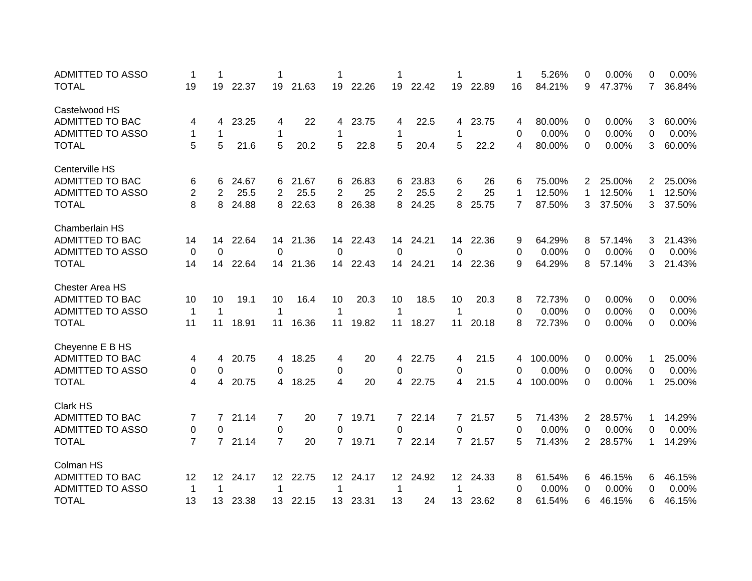| | | | | | | | | | | | | | | | | | | |
|---|---|---|---|---|---|---|---|---|---|---|---|---|---|---|---|---|---|---|
| ADMITTED TO ASSO | 1 | 1 | | 1 | | 1 | | 1 | | 1 | | 1 | 5.26% | 0 | 0.00% | 0 | 0.00% |
| TOTAL | 19 | 19 | 22.37 | 19 | 21.63 | 19 | 22.26 | 19 | 22.42 | 19 | 22.89 | 16 | 84.21% | 9 | 47.37% | 7 | 36.84% |
| | | | | | | | | | | | | | | | | | |
| Castelwood HS | | | | | | | | | | | | | | | | | |
| ADMITTED TO BAC | 4 | 4 | 23.25 | 4 | 22 | 4 | 23.75 | 4 | 22.5 | 4 | 23.75 | 4 | 80.00% | 0 | 0.00% | 3 | 60.00% |
| ADMITTED TO ASSO | 1 | 1 | | 1 | | 1 | | 1 | | 1 | | 0 | 0.00% | 0 | 0.00% | 0 | 0.00% |
| TOTAL | 5 | 5 | 21.6 | 5 | 20.2 | 5 | 22.8 | 5 | 20.4 | 5 | 22.2 | 4 | 80.00% | 0 | 0.00% | 3 | 60.00% |
| | | | | | | | | | | | | | | | | | |
| Centerville HS | | | | | | | | | | | | | | | | | |
| ADMITTED TO BAC | 6 | 6 | 24.67 | 6 | 21.67 | 6 | 26.83 | 6 | 23.83 | 6 | 26 | 6 | 75.00% | 2 | 25.00% | 2 | 25.00% |
| ADMITTED TO ASSO | 2 | 2 | 25.5 | 2 | 25.5 | 2 | 25 | 2 | 25.5 | 2 | 25 | 1 | 12.50% | 1 | 12.50% | 1 | 12.50% |
| TOTAL | 8 | 8 | 24.88 | 8 | 22.63 | 8 | 26.38 | 8 | 24.25 | 8 | 25.75 | 7 | 87.50% | 3 | 37.50% | 3 | 37.50% |
| | | | | | | | | | | | | | | | | | |
| Chamberlain HS | | | | | | | | | | | | | | | | | |
| ADMITTED TO BAC | 14 | 14 | 22.64 | 14 | 21.36 | 14 | 22.43 | 14 | 24.21 | 14 | 22.36 | 9 | 64.29% | 8 | 57.14% | 3 | 21.43% |
| ADMITTED TO ASSO | 0 | 0 | | 0 | | 0 | | 0 | | 0 | | 0 | 0.00% | 0 | 0.00% | 0 | 0.00% |
| TOTAL | 14 | 14 | 22.64 | 14 | 21.36 | 14 | 22.43 | 14 | 24.21 | 14 | 22.36 | 9 | 64.29% | 8 | 57.14% | 3 | 21.43% |
| | | | | | | | | | | | | | | | | | |
| Chester Area HS | | | | | | | | | | | | | | | | | |
| ADMITTED TO BAC | 10 | 10 | 19.1 | 10 | 16.4 | 10 | 20.3 | 10 | 18.5 | 10 | 20.3 | 8 | 72.73% | 0 | 0.00% | 0 | 0.00% |
| ADMITTED TO ASSO | 1 | 1 | | 1 | | 1 | | 1 | | 1 | | 0 | 0.00% | 0 | 0.00% | 0 | 0.00% |
| TOTAL | 11 | 11 | 18.91 | 11 | 16.36 | 11 | 19.82 | 11 | 18.27 | 11 | 20.18 | 8 | 72.73% | 0 | 0.00% | 0 | 0.00% |
| | | | | | | | | | | | | | | | | | |
| Cheyenne E B HS | | | | | | | | | | | | | | | | | |
| ADMITTED TO BAC | 4 | 4 | 20.75 | 4 | 18.25 | 4 | 20 | 4 | 22.75 | 4 | 21.5 | 4 | 100.00% | 0 | 0.00% | 1 | 25.00% |
| ADMITTED TO ASSO | 0 | 0 | | 0 | | 0 | | 0 | | 0 | | 0 | 0.00% | 0 | 0.00% | 0 | 0.00% |
| TOTAL | 4 | 4 | 20.75 | 4 | 18.25 | 4 | 20 | 4 | 22.75 | 4 | 21.5 | 4 | 100.00% | 0 | 0.00% | 1 | 25.00% |
| | | | | | | | | | | | | | | | | | |
| Clark HS | | | | | | | | | | | | | | | | | |
| ADMITTED TO BAC | 7 | 7 | 21.14 | 7 | 20 | 7 | 19.71 | 7 | 22.14 | 7 | 21.57 | 5 | 71.43% | 2 | 28.57% | 1 | 14.29% |
| ADMITTED TO ASSO | 0 | 0 | | 0 | | 0 | | 0 | | 0 | | 0 | 0.00% | 0 | 0.00% | 0 | 0.00% |
| TOTAL | 7 | 7 | 21.14 | 7 | 20 | 7 | 19.71 | 7 | 22.14 | 7 | 21.57 | 5 | 71.43% | 2 | 28.57% | 1 | 14.29% |
| | | | | | | | | | | | | | | | | | |
| Colman HS | | | | | | | | | | | | | | | | | |
| ADMITTED TO BAC | 12 | 12 | 24.17 | 12 | 22.75 | 12 | 24.17 | 12 | 24.92 | 12 | 24.33 | 8 | 61.54% | 6 | 46.15% | 6 | 46.15% |
| ADMITTED TO ASSO | 1 | 1 | | 1 | | 1 | | 1 | | 1 | | 0 | 0.00% | 0 | 0.00% | 0 | 0.00% |
| TOTAL | 13 | 13 | 23.38 | 13 | 22.15 | 13 | 23.31 | 13 | 24 | 13 | 23.62 | 8 | 61.54% | 6 | 46.15% | 6 | 46.15% |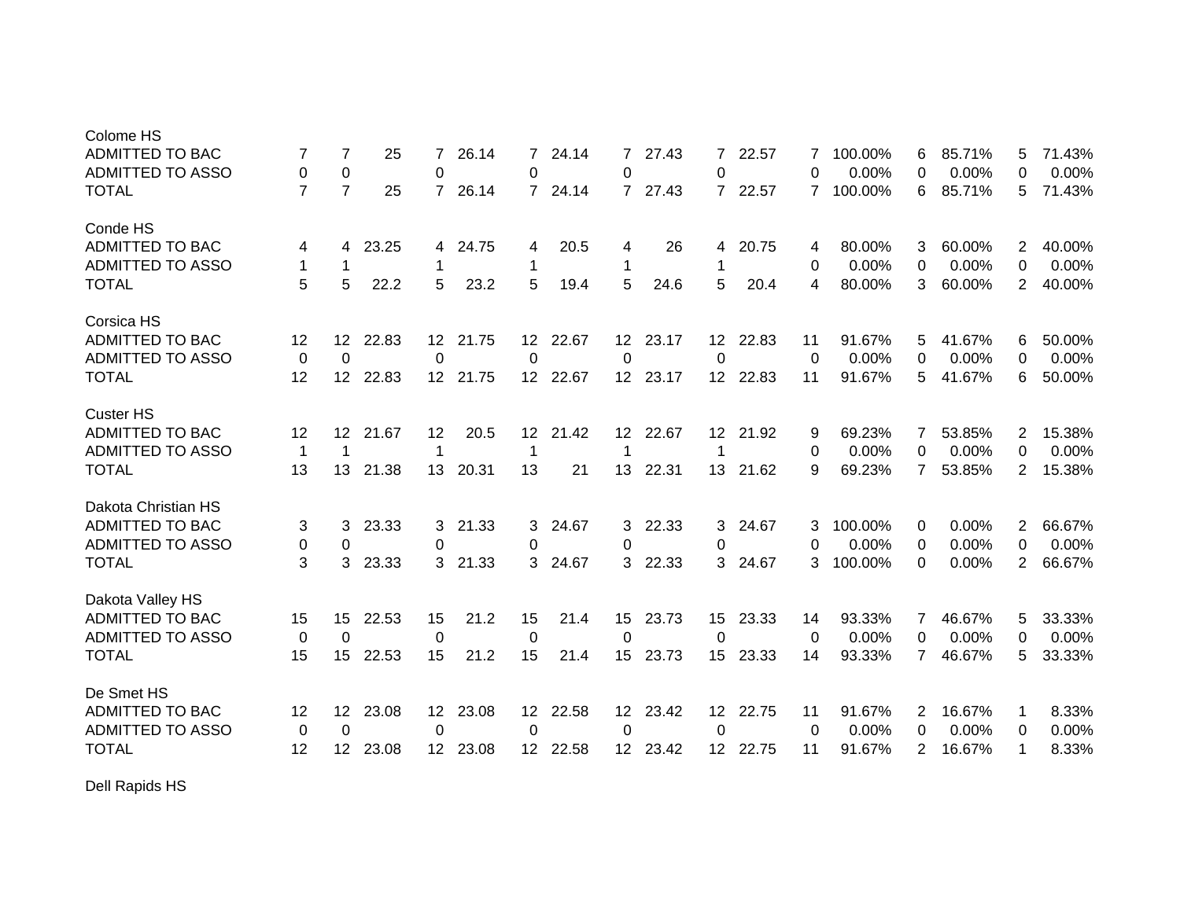| | | | | | | | | | | | | | | | | | | | | |
|---|---|---|---|---|---|---|---|---|---|---|---|---|---|---|---|---|---|---|---|---|
| **Colome HS** | | | | | | | | | | | | | | | | | | | | |
| ADMITTED TO BAC | 7 | 7 | 25 | 7 | 26.14 | 7 | 24.14 | 7 | 27.43 | 7 | 22.57 | 7 | 100.00% | 6 | 85.71% | 5 | 71.43% |
| ADMITTED TO ASSO | 0 | 0 | | 0 | | 0 | | 0 | | 0 | | 0 | 0.00% | 0 | 0.00% | 0 | 0.00% |
| TOTAL | 7 | 7 | 25 | 7 | 26.14 | 7 | 24.14 | 7 | 27.43 | 7 | 22.57 | 7 | 100.00% | 6 | 85.71% | 5 | 71.43% |
| **Conde HS** | | | | | | | | | | | | | | | | | |
| ADMITTED TO BAC | 4 | 4 | 23.25 | 4 | 24.75 | 4 | 20.5 | 4 | 26 | 4 | 20.75 | 4 | 80.00% | 3 | 60.00% | 2 | 40.00% |
| ADMITTED TO ASSO | 1 | 1 | | 1 | | 1 | | 1 | | 1 | | 0 | 0.00% | 0 | 0.00% | 0 | 0.00% |
| TOTAL | 5 | 5 | 22.2 | 5 | 23.2 | 5 | 19.4 | 5 | 24.6 | 5 | 20.4 | 4 | 80.00% | 3 | 60.00% | 2 | 40.00% |
| **Corsica HS** | | | | | | | | | | | | | | | | | |
| ADMITTED TO BAC | 12 | 12 | 22.83 | 12 | 21.75 | 12 | 22.67 | 12 | 23.17 | 12 | 22.83 | 11 | 91.67% | 5 | 41.67% | 6 | 50.00% |
| ADMITTED TO ASSO | 0 | 0 | | 0 | | 0 | | 0 | | 0 | | 0 | 0.00% | 0 | 0.00% | 0 | 0.00% |
| TOTAL | 12 | 12 | 22.83 | 12 | 21.75 | 12 | 22.67 | 12 | 23.17 | 12 | 22.83 | 11 | 91.67% | 5 | 41.67% | 6 | 50.00% |
| **Custer HS** | | | | | | | | | | | | | | | | | |
| ADMITTED TO BAC | 12 | 12 | 21.67 | 12 | 20.5 | 12 | 21.42 | 12 | 22.67 | 12 | 21.92 | 9 | 69.23% | 7 | 53.85% | 2 | 15.38% |
| ADMITTED TO ASSO | 1 | 1 | | 1 | | 1 | | 1 | | 1 | | 0 | 0.00% | 0 | 0.00% | 0 | 0.00% |
| TOTAL | 13 | 13 | 21.38 | 13 | 20.31 | 13 | 21 | 13 | 22.31 | 13 | 21.62 | 9 | 69.23% | 7 | 53.85% | 2 | 15.38% |
| **Dakota Christian HS** | | | | | | | | | | | | | | | | | |
| ADMITTED TO BAC | 3 | 3 | 23.33 | 3 | 21.33 | 3 | 24.67 | 3 | 22.33 | 3 | 24.67 | 3 | 100.00% | 0 | 0.00% | 2 | 66.67% |
| ADMITTED TO ASSO | 0 | 0 | | 0 | | 0 | | 0 | | 0 | | 0 | 0.00% | 0 | 0.00% | 0 | 0.00% |
| TOTAL | 3 | 3 | 23.33 | 3 | 21.33 | 3 | 24.67 | 3 | 22.33 | 3 | 24.67 | 3 | 100.00% | 0 | 0.00% | 2 | 66.67% |
| **Dakota Valley HS** | | | | | | | | | | | | | | | | | |
| ADMITTED TO BAC | 15 | 15 | 22.53 | 15 | 21.2 | 15 | 21.4 | 15 | 23.73 | 15 | 23.33 | 14 | 93.33% | 7 | 46.67% | 5 | 33.33% |
| ADMITTED TO ASSO | 0 | 0 | | 0 | | 0 | | 0 | | 0 | | 0 | 0.00% | 0 | 0.00% | 0 | 0.00% |
| TOTAL | 15 | 15 | 22.53 | 15 | 21.2 | 15 | 21.4 | 15 | 23.73 | 15 | 23.33 | 14 | 93.33% | 7 | 46.67% | 5 | 33.33% |
| **De Smet HS** | | | | | | | | | | | | | | | | | |
| ADMITTED TO BAC | 12 | 12 | 23.08 | 12 | 23.08 | 12 | 22.58 | 12 | 23.42 | 12 | 22.75 | 11 | 91.67% | 2 | 16.67% | 1 | 8.33% |
| ADMITTED TO ASSO | 0 | 0 | | 0 | | 0 | | 0 | | 0 | | 0 | 0.00% | 0 | 0.00% | 0 | 0.00% |
| TOTAL | 12 | 12 | 23.08 | 12 | 23.08 | 12 | 22.58 | 12 | 23.42 | 12 | 22.75 | 11 | 91.67% | 2 | 16.67% | 1 | 8.33% |
| **Dell Rapids HS** | | | | | | | | | | | | | | | | | |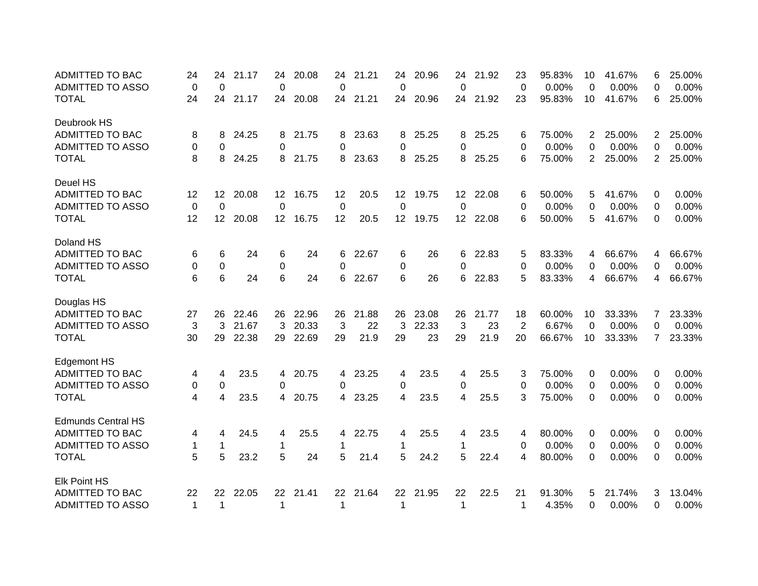| | | | | | | | | | | | | | | | | | | |
|---|---|---|---|---|---|---|---|---|---|---|---|---|---|---|---|---|---|---|
| ADMITTED TO BAC | 24 | 24 | 21.17 | 24 | 20.08 | 24 | 21.21 | 24 | 20.96 | 24 | 21.92 | 23 | 95.83% | 10 | 41.67% | 6 | 25.00% |
| ADMITTED TO ASSO | 0 | 0 | | 0 | | 0 | | 0 | | 0 | | 0 | 0.00% | 0 | 0.00% | 0 | 0.00% |
| TOTAL | 24 | 24 | 21.17 | 24 | 20.08 | 24 | 21.21 | 24 | 20.96 | 24 | 21.92 | 23 | 95.83% | 10 | 41.67% | 6 | 25.00% |
| | | | | | | | | | | | | | | | | | |
| Deubrook HS | | | | | | | | | | | | | | | | | |
| ADMITTED TO BAC | 8 | 8 | 24.25 | 8 | 21.75 | 8 | 23.63 | 8 | 25.25 | 8 | 25.25 | 6 | 75.00% | 2 | 25.00% | 2 | 25.00% |
| ADMITTED TO ASSO | 0 | 0 | | 0 | | 0 | | 0 | | 0 | | 0 | 0.00% | 0 | 0.00% | 0 | 0.00% |
| TOTAL | 8 | 8 | 24.25 | 8 | 21.75 | 8 | 23.63 | 8 | 25.25 | 8 | 25.25 | 6 | 75.00% | 2 | 25.00% | 2 | 25.00% |
| | | | | | | | | | | | | | | | | | |
| Deuel HS | | | | | | | | | | | | | | | | | |
| ADMITTED TO BAC | 12 | 12 | 20.08 | 12 | 16.75 | 12 | 20.5 | 12 | 19.75 | 12 | 22.08 | 6 | 50.00% | 5 | 41.67% | 0 | 0.00% |
| ADMITTED TO ASSO | 0 | 0 | | 0 | | 0 | | 0 | | 0 | | 0 | 0.00% | 0 | 0.00% | 0 | 0.00% |
| TOTAL | 12 | 12 | 20.08 | 12 | 16.75 | 12 | 20.5 | 12 | 19.75 | 12 | 22.08 | 6 | 50.00% | 5 | 41.67% | 0 | 0.00% |
| | | | | | | | | | | | | | | | | | |
| Doland HS | | | | | | | | | | | | | | | | | |
| ADMITTED TO BAC | 6 | 6 | 24 | 6 | 24 | 6 | 22.67 | 6 | 26 | 6 | 22.83 | 5 | 83.33% | 4 | 66.67% | 4 | 66.67% |
| ADMITTED TO ASSO | 0 | 0 | | 0 | | 0 | | 0 | | 0 | | 0 | 0.00% | 0 | 0.00% | 0 | 0.00% |
| TOTAL | 6 | 6 | 24 | 6 | 24 | 6 | 22.67 | 6 | 26 | 6 | 22.83 | 5 | 83.33% | 4 | 66.67% | 4 | 66.67% |
| | | | | | | | | | | | | | | | | | |
| Douglas HS | | | | | | | | | | | | | | | | | |
| ADMITTED TO BAC | 27 | 26 | 22.46 | 26 | 22.96 | 26 | 21.88 | 26 | 23.08 | 26 | 21.77 | 18 | 60.00% | 10 | 33.33% | 7 | 23.33% |
| ADMITTED TO ASSO | 3 | 3 | 21.67 | 3 | 20.33 | 3 | 22 | 3 | 22.33 | 3 | 23 | 2 | 6.67% | 0 | 0.00% | 0 | 0.00% |
| TOTAL | 30 | 29 | 22.38 | 29 | 22.69 | 29 | 21.9 | 29 | 23 | 29 | 21.9 | 20 | 66.67% | 10 | 33.33% | 7 | 23.33% |
| | | | | | | | | | | | | | | | | | |
| Edgemont HS | | | | | | | | | | | | | | | | | |
| ADMITTED TO BAC | 4 | 4 | 23.5 | 4 | 20.75 | 4 | 23.25 | 4 | 23.5 | 4 | 25.5 | 3 | 75.00% | 0 | 0.00% | 0 | 0.00% |
| ADMITTED TO ASSO | 0 | 0 | | 0 | | 0 | | 0 | | 0 | | 0 | 0.00% | 0 | 0.00% | 0 | 0.00% |
| TOTAL | 4 | 4 | 23.5 | 4 | 20.75 | 4 | 23.25 | 4 | 23.5 | 4 | 25.5 | 3 | 75.00% | 0 | 0.00% | 0 | 0.00% |
| | | | | | | | | | | | | | | | | | |
| Edmunds Central HS | | | | | | | | | | | | | | | | | |
| ADMITTED TO BAC | 4 | 4 | 24.5 | 4 | 25.5 | 4 | 22.75 | 4 | 25.5 | 4 | 23.5 | 4 | 80.00% | 0 | 0.00% | 0 | 0.00% |
| ADMITTED TO ASSO | 1 | 1 | | 1 | | 1 | | 1 | | 1 | | 0 | 0.00% | 0 | 0.00% | 0 | 0.00% |
| TOTAL | 5 | 5 | 23.2 | 5 | 24 | 5 | 21.4 | 5 | 24.2 | 5 | 22.4 | 4 | 80.00% | 0 | 0.00% | 0 | 0.00% |
| | | | | | | | | | | | | | | | | | |
| Elk Point HS | | | | | | | | | | | | | | | | | |
| ADMITTED TO BAC | 22 | 22 | 22.05 | 22 | 21.41 | 22 | 21.64 | 22 | 21.95 | 22 | 22.5 | 21 | 91.30% | 5 | 21.74% | 3 | 13.04% |
| ADMITTED TO ASSO | 1 | 1 | | 1 | | 1 | | 1 | | 1 | | 1 | 4.35% | 0 | 0.00% | 0 | 0.00% |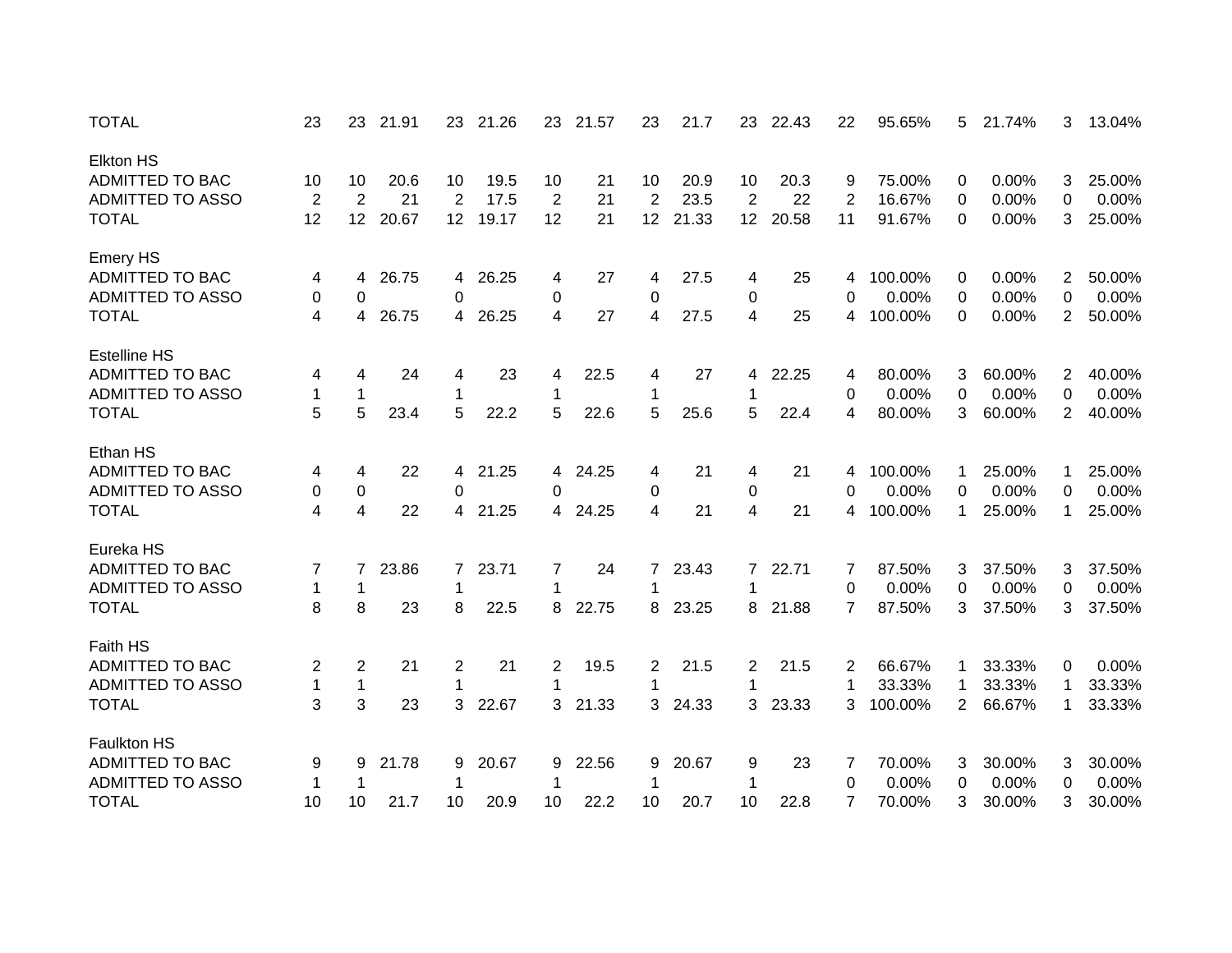| | | | | | | | | | | | | | | | | | | |
|---|---|---|---|---|---|---|---|---|---|---|---|---|---|---|---|---|---|---|
| TOTAL | 23 | 23 | 21.91 | 23 | 21.26 | 23 | 21.57 | 23 | 21.7 | 23 | 22.43 | 22 | 95.65% | 5 | 21.74% | 3 | 13.04% |
| | | | | | | | | | | | | | | | | | |
| Elkton HS | | | | | | | | | | | | | | | | | |
| ADMITTED TO BAC | 10 | 10 | 20.6 | 10 | 19.5 | 10 | 21 | 10 | 20.9 | 10 | 20.3 | 9 | 75.00% | 0 | 0.00% | 3 | 25.00% |
| ADMITTED TO ASSO | 2 | 2 | 21 | 2 | 17.5 | 2 | 21 | 2 | 23.5 | 2 | 22 | 2 | 16.67% | 0 | 0.00% | 0 | 0.00% |
| TOTAL | 12 | 12 | 20.67 | 12 | 19.17 | 12 | 21 | 12 | 21.33 | 12 | 20.58 | 11 | 91.67% | 0 | 0.00% | 3 | 25.00% |
| | | | | | | | | | | | | | | | | | |
| Emery HS | | | | | | | | | | | | | | | | | |
| ADMITTED TO BAC | 4 | 4 | 26.75 | 4 | 26.25 | 4 | 27 | 4 | 27.5 | 4 | 25 | 4 | 100.00% | 0 | 0.00% | 2 | 50.00% |
| ADMITTED TO ASSO | 0 | 0 | | 0 | | 0 | | 0 | | 0 | | 0 | 0.00% | 0 | 0.00% | 0 | 0.00% |
| TOTAL | 4 | 4 | 26.75 | 4 | 26.25 | 4 | 27 | 4 | 27.5 | 4 | 25 | 4 | 100.00% | 0 | 0.00% | 2 | 50.00% |
| | | | | | | | | | | | | | | | | | |
| Estelline HS | | | | | | | | | | | | | | | | | |
| ADMITTED TO BAC | 4 | 4 | 24 | 4 | 23 | 4 | 22.5 | 4 | 27 | 4 | 22.25 | 4 | 80.00% | 3 | 60.00% | 2 | 40.00% |
| ADMITTED TO ASSO | 1 | 1 | | 1 | | 1 | | 1 | | 1 | | 0 | 0.00% | 0 | 0.00% | 0 | 0.00% |
| TOTAL | 5 | 5 | 23.4 | 5 | 22.2 | 5 | 22.6 | 5 | 25.6 | 5 | 22.4 | 4 | 80.00% | 3 | 60.00% | 2 | 40.00% |
| | | | | | | | | | | | | | | | | | |
| Ethan HS | | | | | | | | | | | | | | | | | |
| ADMITTED TO BAC | 4 | 4 | 22 | 4 | 21.25 | 4 | 24.25 | 4 | 21 | 4 | 21 | 4 | 100.00% | 1 | 25.00% | 1 | 25.00% |
| ADMITTED TO ASSO | 0 | 0 | | 0 | | 0 | | 0 | | 0 | | 0 | 0.00% | 0 | 0.00% | 0 | 0.00% |
| TOTAL | 4 | 4 | 22 | 4 | 21.25 | 4 | 24.25 | 4 | 21 | 4 | 21 | 4 | 100.00% | 1 | 25.00% | 1 | 25.00% |
| | | | | | | | | | | | | | | | | | |
| Eureka HS | | | | | | | | | | | | | | | | | |
| ADMITTED TO BAC | 7 | 7 | 23.86 | 7 | 23.71 | 7 | 24 | 7 | 23.43 | 7 | 22.71 | 7 | 87.50% | 3 | 37.50% | 3 | 37.50% |
| ADMITTED TO ASSO | 1 | 1 | | 1 | | 1 | | 1 | | 1 | | 0 | 0.00% | 0 | 0.00% | 0 | 0.00% |
| TOTAL | 8 | 8 | 23 | 8 | 22.5 | 8 | 22.75 | 8 | 23.25 | 8 | 21.88 | 7 | 87.50% | 3 | 37.50% | 3 | 37.50% |
| | | | | | | | | | | | | | | | | | |
| Faith HS | | | | | | | | | | | | | | | | | |
| ADMITTED TO BAC | 2 | 2 | 21 | 2 | 21 | 2 | 19.5 | 2 | 21.5 | 2 | 21.5 | 2 | 66.67% | 1 | 33.33% | 0 | 0.00% |
| ADMITTED TO ASSO | 1 | 1 | | 1 | | 1 | | 1 | | 1 | | 1 | 33.33% | 1 | 33.33% | 1 | 33.33% |
| TOTAL | 3 | 3 | 23 | 3 | 22.67 | 3 | 21.33 | 3 | 24.33 | 3 | 23.33 | 3 | 100.00% | 2 | 66.67% | 1 | 33.33% |
| | | | | | | | | | | | | | | | | | |
| Faulkton HS | | | | | | | | | | | | | | | | | |
| ADMITTED TO BAC | 9 | 9 | 21.78 | 9 | 20.67 | 9 | 22.56 | 9 | 20.67 | 9 | 23 | 7 | 70.00% | 3 | 30.00% | 3 | 30.00% |
| ADMITTED TO ASSO | 1 | 1 | | 1 | | 1 | | 1 | | 1 | | 0 | 0.00% | 0 | 0.00% | 0 | 0.00% |
| TOTAL | 10 | 10 | 21.7 | 10 | 20.9 | 10 | 22.2 | 10 | 20.7 | 10 | 22.8 | 7 | 70.00% | 3 | 30.00% | 3 | 30.00% |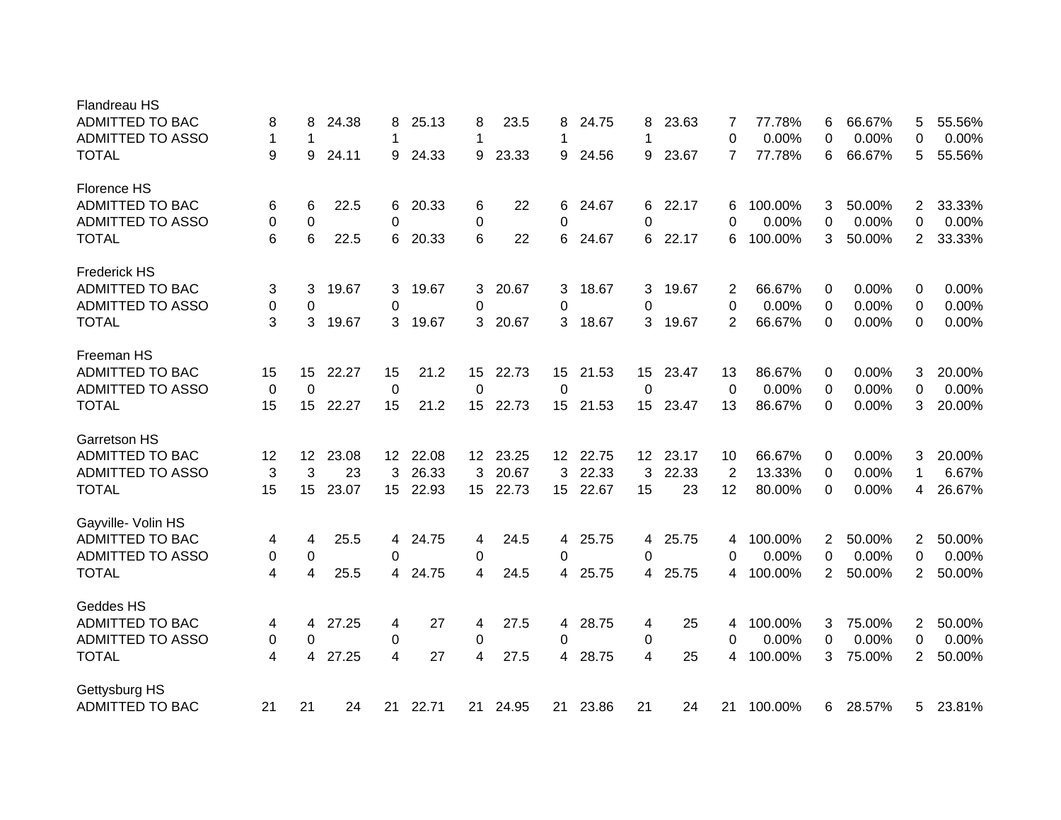| | | | | | | | | | | | | | | | | | |
|---|---|---|---|---|---|---|---|---|---|---|---|---|---|---|---|---|---|
| Flandreau HS | | | | | | | | | | | | | | | | | |
| ADMITTED TO BAC | 8 | 8 | 24.38 | 8 | 25.13 | 8 | 23.5 | 8 | 24.75 | 8 | 23.63 | 7 | 77.78% | 6 | 66.67% | 5 | 55.56% |
| ADMITTED TO ASSO | 1 | 1 | | 1 | | 1 | | 1 | | 1 | | 0 | 0.00% | 0 | 0.00% | 0 | 0.00% |
| TOTAL | 9 | 9 | 24.11 | 9 | 24.33 | 9 | 23.33 | 9 | 24.56 | 9 | 23.67 | 7 | 77.78% | 6 | 66.67% | 5 | 55.56% |
| | | | | | | | | | | | | | | | | | |
| Florence HS | | | | | | | | | | | | | | | | | |
| ADMITTED TO BAC | 6 | 6 | 22.5 | 6 | 20.33 | 6 | 22 | 6 | 24.67 | 6 | 22.17 | 6 | 100.00% | 3 | 50.00% | 2 | 33.33% |
| ADMITTED TO ASSO | 0 | 0 | | 0 | | 0 | | 0 | | 0 | | 0 | 0.00% | 0 | 0.00% | 0 | 0.00% |
| TOTAL | 6 | 6 | 22.5 | 6 | 20.33 | 6 | 22 | 6 | 24.67 | 6 | 22.17 | 6 | 100.00% | 3 | 50.00% | 2 | 33.33% |
| | | | | | | | | | | | | | | | | | |
| Frederick HS | | | | | | | | | | | | | | | | | |
| ADMITTED TO BAC | 3 | 3 | 19.67 | 3 | 19.67 | 3 | 20.67 | 3 | 18.67 | 3 | 19.67 | 2 | 66.67% | 0 | 0.00% | 0 | 0.00% |
| ADMITTED TO ASSO | 0 | 0 | | 0 | | 0 | | 0 | | 0 | | 0 | 0.00% | 0 | 0.00% | 0 | 0.00% |
| TOTAL | 3 | 3 | 19.67 | 3 | 19.67 | 3 | 20.67 | 3 | 18.67 | 3 | 19.67 | 2 | 66.67% | 0 | 0.00% | 0 | 0.00% |
| | | | | | | | | | | | | | | | | | |
| Freeman HS | | | | | | | | | | | | | | | | | |
| ADMITTED TO BAC | 15 | 15 | 22.27 | 15 | 21.2 | 15 | 22.73 | 15 | 21.53 | 15 | 23.47 | 13 | 86.67% | 0 | 0.00% | 3 | 20.00% |
| ADMITTED TO ASSO | 0 | 0 | | 0 | | 0 | | 0 | | 0 | | 0 | 0.00% | 0 | 0.00% | 0 | 0.00% |
| TOTAL | 15 | 15 | 22.27 | 15 | 21.2 | 15 | 22.73 | 15 | 21.53 | 15 | 23.47 | 13 | 86.67% | 0 | 0.00% | 3 | 20.00% |
| | | | | | | | | | | | | | | | | | |
| Garretson HS | | | | | | | | | | | | | | | | | |
| ADMITTED TO BAC | 12 | 12 | 23.08 | 12 | 22.08 | 12 | 23.25 | 12 | 22.75 | 12 | 23.17 | 10 | 66.67% | 0 | 0.00% | 3 | 20.00% |
| ADMITTED TO ASSO | 3 | 3 | 23 | 3 | 26.33 | 3 | 20.67 | 3 | 22.33 | 3 | 22.33 | 2 | 13.33% | 0 | 0.00% | 1 | 6.67% |
| TOTAL | 15 | 15 | 23.07 | 15 | 22.93 | 15 | 22.73 | 15 | 22.67 | 15 | 23 | 12 | 80.00% | 0 | 0.00% | 4 | 26.67% |
| | | | | | | | | | | | | | | | | | |
| Gayville- Volin HS | | | | | | | | | | | | | | | | | |
| ADMITTED TO BAC | 4 | 4 | 25.5 | 4 | 24.75 | 4 | 24.5 | 4 | 25.75 | 4 | 25.75 | 4 | 100.00% | 2 | 50.00% | 2 | 50.00% |
| ADMITTED TO ASSO | 0 | 0 | | 0 | | 0 | | 0 | | 0 | | 0 | 0.00% | 0 | 0.00% | 0 | 0.00% |
| TOTAL | 4 | 4 | 25.5 | 4 | 24.75 | 4 | 24.5 | 4 | 25.75 | 4 | 25.75 | 4 | 100.00% | 2 | 50.00% | 2 | 50.00% |
| | | | | | | | | | | | | | | | | | |
| Geddes HS | | | | | | | | | | | | | | | | | |
| ADMITTED TO BAC | 4 | 4 | 27.25 | 4 | 27 | 4 | 27.5 | 4 | 28.75 | 4 | 25 | 4 | 100.00% | 3 | 75.00% | 2 | 50.00% |
| ADMITTED TO ASSO | 0 | 0 | | 0 | | 0 | | 0 | | 0 | | 0 | 0.00% | 0 | 0.00% | 0 | 0.00% |
| TOTAL | 4 | 4 | 27.25 | 4 | 27 | 4 | 27.5 | 4 | 28.75 | 4 | 25 | 4 | 100.00% | 3 | 75.00% | 2 | 50.00% |
| | | | | | | | | | | | | | | | | | |
| Gettysburg HS | | | | | | | | | | | | | | | | | |
| ADMITTED TO BAC | 21 | 21 | 24 | 21 | 22.71 | 21 | 24.95 | 21 | 23.86 | 21 | 24 | 21 | 100.00% | 6 | 28.57% | 5 | 23.81% |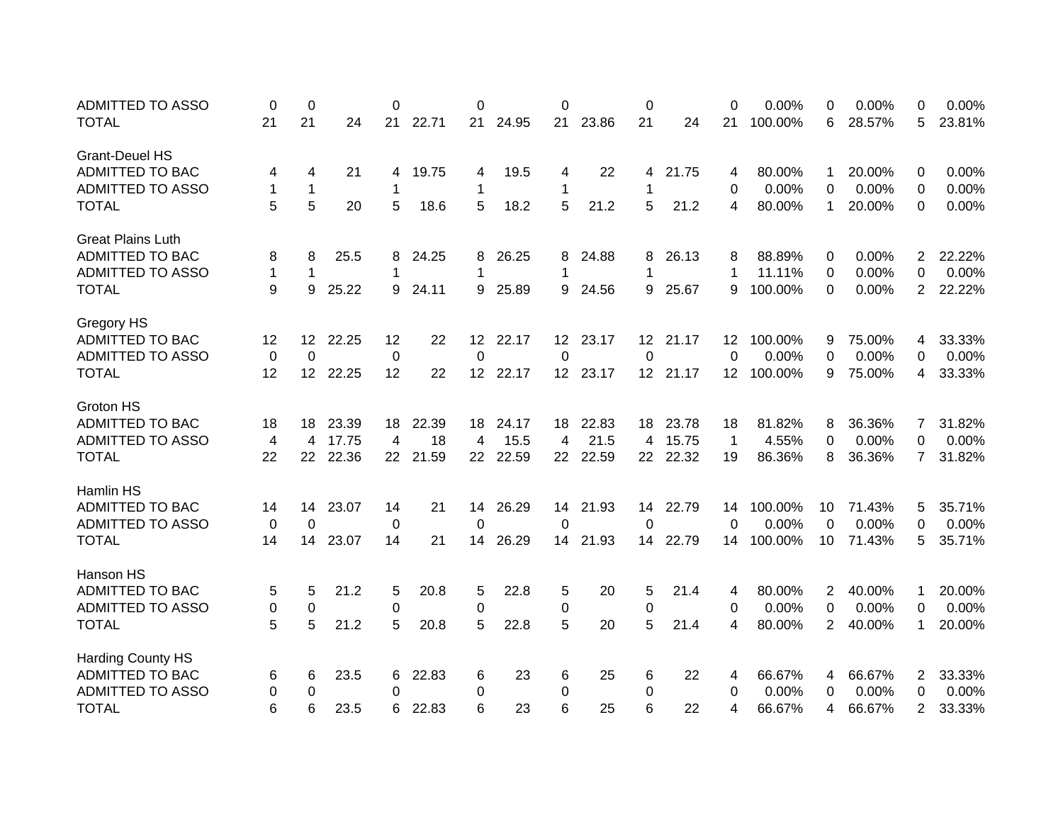| | | | | | | | | | | | | | | | | | | |
|---|---|---|---|---|---|---|---|---|---|---|---|---|---|---|---|---|---|---|
| ADMITTED TO ASSO | 0 | 0 | | 0 | | 0 | | 0 | | 0 | | 0 | 0.00% | 0 | 0.00% | 0 | 0.00% |
| TOTAL | 21 | 21 | 24 | 21 | 22.71 | 21 | 24.95 | 21 | 23.86 | 21 | 24 | 21 | 100.00% | 6 | 28.57% | 5 | 23.81% |
| | | | | | | | | | | | | | | | | | |
| Grant-Deuel HS | | | | | | | | | | | | | | | | | |
| ADMITTED TO BAC | 4 | 4 | 21 | 4 | 19.75 | 4 | 19.5 | 4 | 22 | 4 | 21.75 | 4 | 80.00% | 1 | 20.00% | 0 | 0.00% |
| ADMITTED TO ASSO | 1 | 1 | | 1 | | 1 | | 1 | | 1 | | 0 | 0.00% | 0 | 0.00% | 0 | 0.00% |
| TOTAL | 5 | 5 | 20 | 5 | 18.6 | 5 | 18.2 | 5 | 21.2 | 5 | 21.2 | 4 | 80.00% | 1 | 20.00% | 0 | 0.00% |
| | | | | | | | | | | | | | | | | | |
| Great Plains Luth | | | | | | | | | | | | | | | | | |
| ADMITTED TO BAC | 8 | 8 | 25.5 | 8 | 24.25 | 8 | 26.25 | 8 | 24.88 | 8 | 26.13 | 8 | 88.89% | 0 | 0.00% | 2 | 22.22% |
| ADMITTED TO ASSO | 1 | 1 | | 1 | | 1 | | 1 | | 1 | | 1 | 11.11% | 0 | 0.00% | 0 | 0.00% |
| TOTAL | 9 | 9 | 25.22 | 9 | 24.11 | 9 | 25.89 | 9 | 24.56 | 9 | 25.67 | 9 | 100.00% | 0 | 0.00% | 2 | 22.22% |
| | | | | | | | | | | | | | | | | | |
| Gregory HS | | | | | | | | | | | | | | | | | |
| ADMITTED TO BAC | 12 | 12 | 22.25 | 12 | 22 | 12 | 22.17 | 12 | 23.17 | 12 | 21.17 | 12 | 100.00% | 9 | 75.00% | 4 | 33.33% |
| ADMITTED TO ASSO | 0 | 0 | | 0 | | 0 | | 0 | | 0 | | 0 | 0.00% | 0 | 0.00% | 0 | 0.00% |
| TOTAL | 12 | 12 | 22.25 | 12 | 22 | 12 | 22.17 | 12 | 23.17 | 12 | 21.17 | 12 | 100.00% | 9 | 75.00% | 4 | 33.33% |
| | | | | | | | | | | | | | | | | | |
| Groton HS | | | | | | | | | | | | | | | | | |
| ADMITTED TO BAC | 18 | 18 | 23.39 | 18 | 22.39 | 18 | 24.17 | 18 | 22.83 | 18 | 23.78 | 18 | 81.82% | 8 | 36.36% | 7 | 31.82% |
| ADMITTED TO ASSO | 4 | 4 | 17.75 | 4 | 18 | 4 | 15.5 | 4 | 21.5 | 4 | 15.75 | 1 | 4.55% | 0 | 0.00% | 0 | 0.00% |
| TOTAL | 22 | 22 | 22.36 | 22 | 21.59 | 22 | 22.59 | 22 | 22.59 | 22 | 22.32 | 19 | 86.36% | 8 | 36.36% | 7 | 31.82% |
| | | | | | | | | | | | | | | | | | |
| Hamlin HS | | | | | | | | | | | | | | | | | |
| ADMITTED TO BAC | 14 | 14 | 23.07 | 14 | 21 | 14 | 26.29 | 14 | 21.93 | 14 | 22.79 | 14 | 100.00% | 10 | 71.43% | 5 | 35.71% |
| ADMITTED TO ASSO | 0 | 0 | | 0 | | 0 | | 0 | | 0 | | 0 | 0.00% | 0 | 0.00% | 0 | 0.00% |
| TOTAL | 14 | 14 | 23.07 | 14 | 21 | 14 | 26.29 | 14 | 21.93 | 14 | 22.79 | 14 | 100.00% | 10 | 71.43% | 5 | 35.71% |
| | | | | | | | | | | | | | | | | | |
| Hanson HS | | | | | | | | | | | | | | | | | |
| ADMITTED TO BAC | 5 | 5 | 21.2 | 5 | 20.8 | 5 | 22.8 | 5 | 20 | 5 | 21.4 | 4 | 80.00% | 2 | 40.00% | 1 | 20.00% |
| ADMITTED TO ASSO | 0 | 0 | | 0 | | 0 | | 0 | | 0 | | 0 | 0.00% | 0 | 0.00% | 0 | 0.00% |
| TOTAL | 5 | 5 | 21.2 | 5 | 20.8 | 5 | 22.8 | 5 | 20 | 5 | 21.4 | 4 | 80.00% | 2 | 40.00% | 1 | 20.00% |
| | | | | | | | | | | | | | | | | | |
| Harding County HS | | | | | | | | | | | | | | | | | |
| ADMITTED TO BAC | 6 | 6 | 23.5 | 6 | 22.83 | 6 | 23 | 6 | 25 | 6 | 22 | 4 | 66.67% | 4 | 66.67% | 2 | 33.33% |
| ADMITTED TO ASSO | 0 | 0 | | 0 | | 0 | | 0 | | 0 | | 0 | 0.00% | 0 | 0.00% | 0 | 0.00% |
| TOTAL | 6 | 6 | 23.5 | 6 | 22.83 | 6 | 23 | 6 | 25 | 6 | 22 | 4 | 66.67% | 4 | 66.67% | 2 | 33.33% |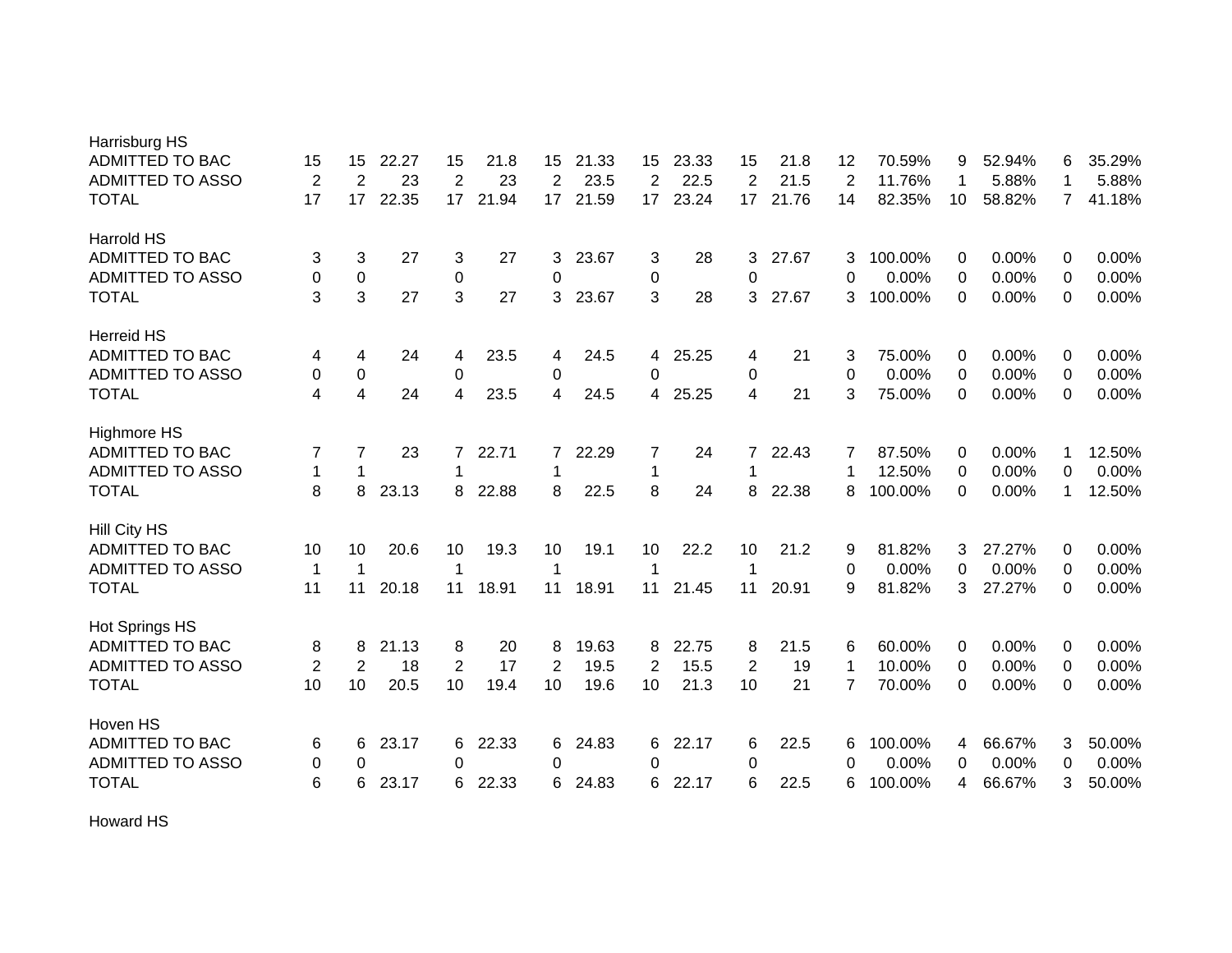| | | | | | | | | | | | | | | | | | | |
|---|---|---|---|---|---|---|---|---|---|---|---|---|---|---|---|---|---|---|
| **Harrisburg HS** | | | | | | | | | | | | | | | | | | |
| ADMITTED TO BAC | 15 | 15 | 22.27 | 15 | 21.8 | 15 | 21.33 | 15 | 23.33 | 15 | 21.8 | 12 | 70.59% | 9 | 52.94% | 6 | 35.29% |
| ADMITTED TO ASSO | 2 | 2 | 23 | 2 | 23 | 2 | 23.5 | 2 | 22.5 | 2 | 21.5 | 2 | 11.76% | 1 | 5.88% | 1 | 5.88% |
| TOTAL | 17 | 17 | 22.35 | 17 | 21.94 | 17 | 21.59 | 17 | 23.24 | 17 | 21.76 | 14 | 82.35% | 10 | 58.82% | 7 | 41.18% |
| **Harrold HS** | | | | | | | | | | | | | | | | | | |
| ADMITTED TO BAC | 3 | 3 | 27 | 3 | 27 | 3 | 23.67 | 3 | 28 | 3 | 27.67 | 3 | 100.00% | 0 | 0.00% | 0 | 0.00% |
| ADMITTED TO ASSO | 0 | 0 | | 0 | | 0 | | 0 | | 0 | | 0 | 0.00% | 0 | 0.00% | 0 | 0.00% |
| TOTAL | 3 | 3 | 27 | 3 | 27 | 3 | 23.67 | 3 | 28 | 3 | 27.67 | 3 | 100.00% | 0 | 0.00% | 0 | 0.00% |
| **Herreid HS** | | | | | | | | | | | | | | | | | | |
| ADMITTED TO BAC | 4 | 4 | 24 | 4 | 23.5 | 4 | 24.5 | 4 | 25.25 | 4 | 21 | 3 | 75.00% | 0 | 0.00% | 0 | 0.00% |
| ADMITTED TO ASSO | 0 | 0 | | 0 | | 0 | | 0 | | 0 | | 0 | 0.00% | 0 | 0.00% | 0 | 0.00% |
| TOTAL | 4 | 4 | 24 | 4 | 23.5 | 4 | 24.5 | 4 | 25.25 | 4 | 21 | 3 | 75.00% | 0 | 0.00% | 0 | 0.00% |
| **Highmore HS** | | | | | | | | | | | | | | | | | | |
| ADMITTED TO BAC | 7 | 7 | 23 | 7 | 22.71 | 7 | 22.29 | 7 | 24 | 7 | 22.43 | 7 | 87.50% | 0 | 0.00% | 1 | 12.50% |
| ADMITTED TO ASSO | 1 | 1 | | 1 | | 1 | | 1 | | 1 | | 1 | 12.50% | 0 | 0.00% | 0 | 0.00% |
| TOTAL | 8 | 8 | 23.13 | 8 | 22.88 | 8 | 22.5 | 8 | 24 | 8 | 22.38 | 8 | 100.00% | 0 | 0.00% | 1 | 12.50% |
| **Hill City HS** | | | | | | | | | | | | | | | | | | |
| ADMITTED TO BAC | 10 | 10 | 20.6 | 10 | 19.3 | 10 | 19.1 | 10 | 22.2 | 10 | 21.2 | 9 | 81.82% | 3 | 27.27% | 0 | 0.00% |
| ADMITTED TO ASSO | 1 | 1 | | 1 | | 1 | | 1 | | 1 | | 0 | 0.00% | 0 | 0.00% | 0 | 0.00% |
| TOTAL | 11 | 11 | 20.18 | 11 | 18.91 | 11 | 18.91 | 11 | 21.45 | 11 | 20.91 | 9 | 81.82% | 3 | 27.27% | 0 | 0.00% |
| **Hot Springs HS** | | | | | | | | | | | | | | | | | | |
| ADMITTED TO BAC | 8 | 8 | 21.13 | 8 | 20 | 8 | 19.63 | 8 | 22.75 | 8 | 21.5 | 6 | 60.00% | 0 | 0.00% | 0 | 0.00% |
| ADMITTED TO ASSO | 2 | 2 | 18 | 2 | 17 | 2 | 19.5 | 2 | 15.5 | 2 | 19 | 1 | 10.00% | 0 | 0.00% | 0 | 0.00% |
| TOTAL | 10 | 10 | 20.5 | 10 | 19.4 | 10 | 19.6 | 10 | 21.3 | 10 | 21 | 7 | 70.00% | 0 | 0.00% | 0 | 0.00% |
| **Hoven HS** | | | | | | | | | | | | | | | | | | |
| ADMITTED TO BAC | 6 | 6 | 23.17 | 6 | 22.33 | 6 | 24.83 | 6 | 22.17 | 6 | 22.5 | 6 | 100.00% | 4 | 66.67% | 3 | 50.00% |
| ADMITTED TO ASSO | 0 | 0 | | 0 | | 0 | | 0 | | 0 | | 0 | 0.00% | 0 | 0.00% | 0 | 0.00% |
| TOTAL | 6 | 6 | 23.17 | 6 | 22.33 | 6 | 24.83 | 6 | 22.17 | 6 | 22.5 | 6 | 100.00% | 4 | 66.67% | 3 | 50.00% |
| **Howard HS** | | | | | | | | | | | | | | | | | | |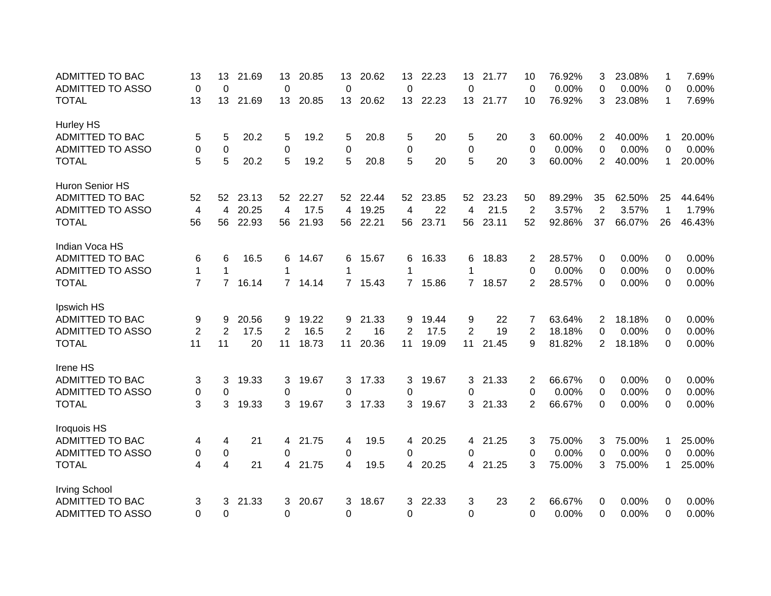| | | | | | | | | | | | | | | | | | | |
|---|---|---|---|---|---|---|---|---|---|---|---|---|---|---|---|---|---|---|
| ADMITTED TO BAC | 13 | 13 | 21.69 | 13 | 20.85 | 13 | 20.62 | 13 | 22.23 | 13 | 21.77 | 10 | 76.92% | 3 | 23.08% | 1 | 7.69% |
| ADMITTED TO ASSO | 0 | 0 | | 0 | | 0 | | 0 | | 0 | | 0 | 0.00% | 0 | 0.00% | 0 | 0.00% |
| TOTAL | 13 | 13 | 21.69 | 13 | 20.85 | 13 | 20.62 | 13 | 22.23 | 13 | 21.77 | 10 | 76.92% | 3 | 23.08% | 1 | 7.69% |
| | | | | | | | | | | | | | | | | | |
| Hurley HS | | | | | | | | | | | | | | | | | |
| ADMITTED TO BAC | 5 | 5 | 20.2 | 5 | 19.2 | 5 | 20.8 | 5 | 20 | 5 | 20 | 3 | 60.00% | 2 | 40.00% | 1 | 20.00% |
| ADMITTED TO ASSO | 0 | 0 | | 0 | | 0 | | 0 | | 0 | | 0 | 0.00% | 0 | 0.00% | 0 | 0.00% |
| TOTAL | 5 | 5 | 20.2 | 5 | 19.2 | 5 | 20.8 | 5 | 20 | 5 | 20 | 3 | 60.00% | 2 | 40.00% | 1 | 20.00% |
| | | | | | | | | | | | | | | | | | |
| Huron Senior HS | | | | | | | | | | | | | | | | | |
| ADMITTED TO BAC | 52 | 52 | 23.13 | 52 | 22.27 | 52 | 22.44 | 52 | 23.85 | 52 | 23.23 | 50 | 89.29% | 35 | 62.50% | 25 | 44.64% |
| ADMITTED TO ASSO | 4 | 4 | 20.25 | 4 | 17.5 | 4 | 19.25 | 4 | 22 | 4 | 21.5 | 2 | 3.57% | 2 | 3.57% | 1 | 1.79% |
| TOTAL | 56 | 56 | 22.93 | 56 | 21.93 | 56 | 22.21 | 56 | 23.71 | 56 | 23.11 | 52 | 92.86% | 37 | 66.07% | 26 | 46.43% |
| | | | | | | | | | | | | | | | | | |
| Indian Voca HS | | | | | | | | | | | | | | | | | |
| ADMITTED TO BAC | 6 | 6 | 16.5 | 6 | 14.67 | 6 | 15.67 | 6 | 16.33 | 6 | 18.83 | 2 | 28.57% | 0 | 0.00% | 0 | 0.00% |
| ADMITTED TO ASSO | 1 | 1 | | 1 | | 1 | | 1 | | 1 | | 0 | 0.00% | 0 | 0.00% | 0 | 0.00% |
| TOTAL | 7 | 7 | 16.14 | 7 | 14.14 | 7 | 15.43 | 7 | 15.86 | 7 | 18.57 | 2 | 28.57% | 0 | 0.00% | 0 | 0.00% |
| | | | | | | | | | | | | | | | | | |
| Ipswich HS | | | | | | | | | | | | | | | | | |
| ADMITTED TO BAC | 9 | 9 | 20.56 | 9 | 19.22 | 9 | 21.33 | 9 | 19.44 | 9 | 22 | 7 | 63.64% | 2 | 18.18% | 0 | 0.00% |
| ADMITTED TO ASSO | 2 | 2 | 17.5 | 2 | 16.5 | 2 | 16 | 2 | 17.5 | 2 | 19 | 2 | 18.18% | 0 | 0.00% | 0 | 0.00% |
| TOTAL | 11 | 11 | 20 | 11 | 18.73 | 11 | 20.36 | 11 | 19.09 | 11 | 21.45 | 9 | 81.82% | 2 | 18.18% | 0 | 0.00% |
| | | | | | | | | | | | | | | | | | |
| Irene HS | | | | | | | | | | | | | | | | | |
| ADMITTED TO BAC | 3 | 3 | 19.33 | 3 | 19.67 | 3 | 17.33 | 3 | 19.67 | 3 | 21.33 | 2 | 66.67% | 0 | 0.00% | 0 | 0.00% |
| ADMITTED TO ASSO | 0 | 0 | | 0 | | 0 | | 0 | | 0 | | 0 | 0.00% | 0 | 0.00% | 0 | 0.00% |
| TOTAL | 3 | 3 | 19.33 | 3 | 19.67 | 3 | 17.33 | 3 | 19.67 | 3 | 21.33 | 2 | 66.67% | 0 | 0.00% | 0 | 0.00% |
| | | | | | | | | | | | | | | | | | |
| Iroquois HS | | | | | | | | | | | | | | | | | |
| ADMITTED TO BAC | 4 | 4 | 21 | 4 | 21.75 | 4 | 19.5 | 4 | 20.25 | 4 | 21.25 | 3 | 75.00% | 3 | 75.00% | 1 | 25.00% |
| ADMITTED TO ASSO | 0 | 0 | | 0 | | 0 | | 0 | | 0 | | 0 | 0.00% | 0 | 0.00% | 0 | 0.00% |
| TOTAL | 4 | 4 | 21 | 4 | 21.75 | 4 | 19.5 | 4 | 20.25 | 4 | 21.25 | 3 | 75.00% | 3 | 75.00% | 1 | 25.00% |
| | | | | | | | | | | | | | | | | | |
| Irving School | | | | | | | | | | | | | | | | | |
| ADMITTED TO BAC | 3 | 3 | 21.33 | 3 | 20.67 | 3 | 18.67 | 3 | 22.33 | 3 | 23 | 2 | 66.67% | 0 | 0.00% | 0 | 0.00% |
| ADMITTED TO ASSO | 0 | 0 | | 0 | | 0 | | 0 | | 0 | | 0 | 0.00% | 0 | 0.00% | 0 | 0.00% |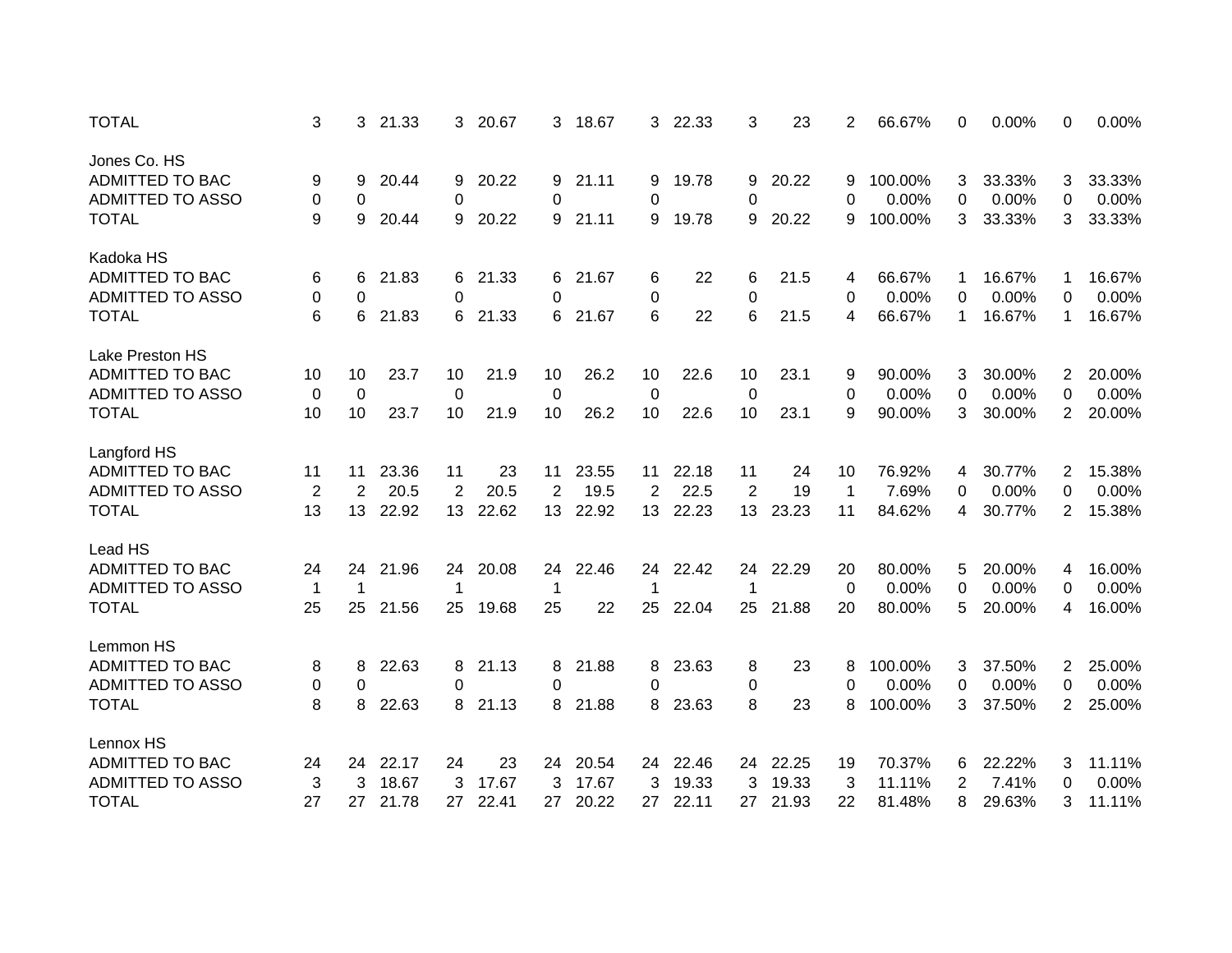| | | | | | | | | | | | | | | | | | | |
|---|---|---|---|---|---|---|---|---|---|---|---|---|---|---|---|---|---|---|
| TOTAL | 3 | 3 | 21.33 | 3 | 20.67 | 3 | 18.67 | 3 | 22.33 | 3 | 23 | 2 | 66.67% | 0 | 0.00% | 0 | 0.00% |
| | | | | | | | | | | | | | | | | | |
| Jones Co. HS | | | | | | | | | | | | | | | | | |
| ADMITTED TO BAC | 9 | 9 | 20.44 | 9 | 20.22 | 9 | 21.11 | 9 | 19.78 | 9 | 20.22 | 9 | 100.00% | 3 | 33.33% | 3 | 33.33% |
| ADMITTED TO ASSO | 0 | 0 | | 0 | | 0 | | 0 | | 0 | | 0 | 0.00% | 0 | 0.00% | 0 | 0.00% |
| TOTAL | 9 | 9 | 20.44 | 9 | 20.22 | 9 | 21.11 | 9 | 19.78 | 9 | 20.22 | 9 | 100.00% | 3 | 33.33% | 3 | 33.33% |
| | | | | | | | | | | | | | | | | | |
| Kadoka HS | | | | | | | | | | | | | | | | | |
| ADMITTED TO BAC | 6 | 6 | 21.83 | 6 | 21.33 | 6 | 21.67 | 6 | 22 | 6 | 21.5 | 4 | 66.67% | 1 | 16.67% | 1 | 16.67% |
| ADMITTED TO ASSO | 0 | 0 | | 0 | | 0 | | 0 | | 0 | | 0 | 0.00% | 0 | 0.00% | 0 | 0.00% |
| TOTAL | 6 | 6 | 21.83 | 6 | 21.33 | 6 | 21.67 | 6 | 22 | 6 | 21.5 | 4 | 66.67% | 1 | 16.67% | 1 | 16.67% |
| | | | | | | | | | | | | | | | | | |
| Lake Preston HS | | | | | | | | | | | | | | | | | |
| ADMITTED TO BAC | 10 | 10 | 23.7 | 10 | 21.9 | 10 | 26.2 | 10 | 22.6 | 10 | 23.1 | 9 | 90.00% | 3 | 30.00% | 2 | 20.00% |
| ADMITTED TO ASSO | 0 | 0 | | 0 | | 0 | | 0 | | 0 | | 0 | 0.00% | 0 | 0.00% | 0 | 0.00% |
| TOTAL | 10 | 10 | 23.7 | 10 | 21.9 | 10 | 26.2 | 10 | 22.6 | 10 | 23.1 | 9 | 90.00% | 3 | 30.00% | 2 | 20.00% |
| | | | | | | | | | | | | | | | | | |
| Langford HS | | | | | | | | | | | | | | | | | |
| ADMITTED TO BAC | 11 | 11 | 23.36 | 11 | 23 | 11 | 23.55 | 11 | 22.18 | 11 | 24 | 10 | 76.92% | 4 | 30.77% | 2 | 15.38% |
| ADMITTED TO ASSO | 2 | 2 | 20.5 | 2 | 20.5 | 2 | 19.5 | 2 | 22.5 | 2 | 19 | 1 | 7.69% | 0 | 0.00% | 0 | 0.00% |
| TOTAL | 13 | 13 | 22.92 | 13 | 22.62 | 13 | 22.92 | 13 | 22.23 | 13 | 23.23 | 11 | 84.62% | 4 | 30.77% | 2 | 15.38% |
| | | | | | | | | | | | | | | | | | |
| Lead HS | | | | | | | | | | | | | | | | | |
| ADMITTED TO BAC | 24 | 24 | 21.96 | 24 | 20.08 | 24 | 22.46 | 24 | 22.42 | 24 | 22.29 | 20 | 80.00% | 5 | 20.00% | 4 | 16.00% |
| ADMITTED TO ASSO | 1 | 1 | | 1 | | 1 | | 1 | | 1 | | 0 | 0.00% | 0 | 0.00% | 0 | 0.00% |
| TOTAL | 25 | 25 | 21.56 | 25 | 19.68 | 25 | 22 | 25 | 22.04 | 25 | 21.88 | 20 | 80.00% | 5 | 20.00% | 4 | 16.00% |
| | | | | | | | | | | | | | | | | | |
| Lemmon HS | | | | | | | | | | | | | | | | | |
| ADMITTED TO BAC | 8 | 8 | 22.63 | 8 | 21.13 | 8 | 21.88 | 8 | 23.63 | 8 | 23 | 8 | 100.00% | 3 | 37.50% | 2 | 25.00% |
| ADMITTED TO ASSO | 0 | 0 | | 0 | | 0 | | 0 | | 0 | | 0 | 0.00% | 0 | 0.00% | 0 | 0.00% |
| TOTAL | 8 | 8 | 22.63 | 8 | 21.13 | 8 | 21.88 | 8 | 23.63 | 8 | 23 | 8 | 100.00% | 3 | 37.50% | 2 | 25.00% |
| | | | | | | | | | | | | | | | | | |
| Lennox HS | | | | | | | | | | | | | | | | | |
| ADMITTED TO BAC | 24 | 24 | 22.17 | 24 | 23 | 24 | 20.54 | 24 | 22.46 | 24 | 22.25 | 19 | 70.37% | 6 | 22.22% | 3 | 11.11% |
| ADMITTED TO ASSO | 3 | 3 | 18.67 | 3 | 17.67 | 3 | 17.67 | 3 | 19.33 | 3 | 19.33 | 3 | 11.11% | 2 | 7.41% | 0 | 0.00% |
| TOTAL | 27 | 27 | 21.78 | 27 | 22.41 | 27 | 20.22 | 27 | 22.11 | 27 | 21.93 | 22 | 81.48% | 8 | 29.63% | 3 | 11.11% |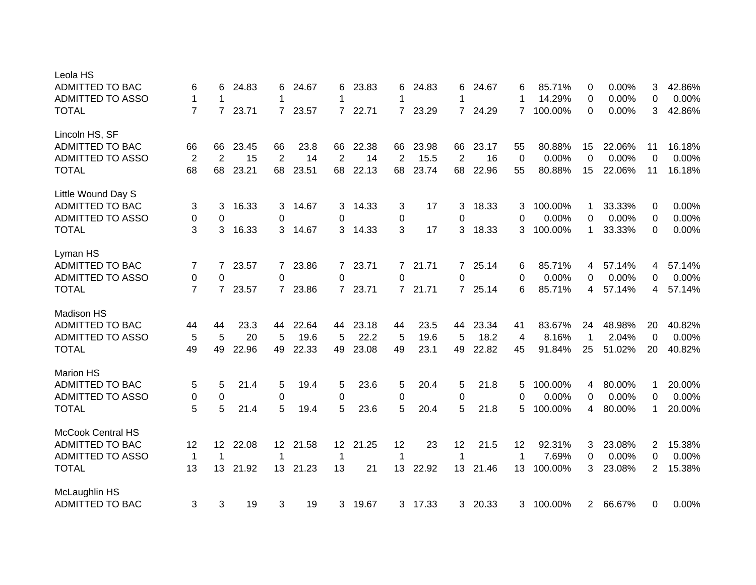| | | | | | | | | | | | | | | | | | | |
|---|---|---|---|---|---|---|---|---|---|---|---|---|---|---|---|---|---|---|
| Leola HS | | | | | | | | | | | | | | | | | | |
| ADMITTED TO BAC | 6 | 6 | 24.83 | 6 | 24.67 | 6 | 23.83 | 6 | 24.83 | 6 | 24.67 | 6 | 85.71% | 0 | 0.00% | 3 | 42.86% |
| ADMITTED TO ASSO | 1 | 1 | | 1 | | 1 | | 1 | | 1 | | 1 | 14.29% | 0 | 0.00% | 0 | 0.00% |
| TOTAL | 7 | 7 | 23.71 | 7 | 23.57 | 7 | 22.71 | 7 | 23.29 | 7 | 24.29 | 7 | 100.00% | 0 | 0.00% | 3 | 42.86% |
| | | | | | | | | | | | | | | | | | |
| Lincoln HS, SF | | | | | | | | | | | | | | | | | |
| ADMITTED TO BAC | 66 | 66 | 23.45 | 66 | 23.8 | 66 | 22.38 | 66 | 23.98 | 66 | 23.17 | 55 | 80.88% | 15 | 22.06% | 11 | 16.18% |
| ADMITTED TO ASSO | 2 | 2 | 15 | 2 | 14 | 2 | 14 | 2 | 15.5 | 2 | 16 | 0 | 0.00% | 0 | 0.00% | 0 | 0.00% |
| TOTAL | 68 | 68 | 23.21 | 68 | 23.51 | 68 | 22.13 | 68 | 23.74 | 68 | 22.96 | 55 | 80.88% | 15 | 22.06% | 11 | 16.18% |
| | | | | | | | | | | | | | | | | | |
| Little Wound Day S | | | | | | | | | | | | | | | | | |
| ADMITTED TO BAC | 3 | 3 | 16.33 | 3 | 14.67 | 3 | 14.33 | 3 | 17 | 3 | 18.33 | 3 | 100.00% | 1 | 33.33% | 0 | 0.00% |
| ADMITTED TO ASSO | 0 | 0 | | 0 | | 0 | | 0 | | 0 | | 0 | 0.00% | 0 | 0.00% | 0 | 0.00% |
| TOTAL | 3 | 3 | 16.33 | 3 | 14.67 | 3 | 14.33 | 3 | 17 | 3 | 18.33 | 3 | 100.00% | 1 | 33.33% | 0 | 0.00% |
| | | | | | | | | | | | | | | | | | |
| Lyman HS | | | | | | | | | | | | | | | | | |
| ADMITTED TO BAC | 7 | 7 | 23.57 | 7 | 23.86 | 7 | 23.71 | 7 | 21.71 | 7 | 25.14 | 6 | 85.71% | 4 | 57.14% | 4 | 57.14% |
| ADMITTED TO ASSO | 0 | 0 | | 0 | | 0 | | 0 | | 0 | | 0 | 0.00% | 0 | 0.00% | 0 | 0.00% |
| TOTAL | 7 | 7 | 23.57 | 7 | 23.86 | 7 | 23.71 | 7 | 21.71 | 7 | 25.14 | 6 | 85.71% | 4 | 57.14% | 4 | 57.14% |
| | | | | | | | | | | | | | | | | | |
| Madison HS | | | | | | | | | | | | | | | | | |
| ADMITTED TO BAC | 44 | 44 | 23.3 | 44 | 22.64 | 44 | 23.18 | 44 | 23.5 | 44 | 23.34 | 41 | 83.67% | 24 | 48.98% | 20 | 40.82% |
| ADMITTED TO ASSO | 5 | 5 | 20 | 5 | 19.6 | 5 | 22.2 | 5 | 19.6 | 5 | 18.2 | 4 | 8.16% | 1 | 2.04% | 0 | 0.00% |
| TOTAL | 49 | 49 | 22.96 | 49 | 22.33 | 49 | 23.08 | 49 | 23.1 | 49 | 22.82 | 45 | 91.84% | 25 | 51.02% | 20 | 40.82% |
| | | | | | | | | | | | | | | | | | |
| Marion HS | | | | | | | | | | | | | | | | | |
| ADMITTED TO BAC | 5 | 5 | 21.4 | 5 | 19.4 | 5 | 23.6 | 5 | 20.4 | 5 | 21.8 | 5 | 100.00% | 4 | 80.00% | 1 | 20.00% |
| ADMITTED TO ASSO | 0 | 0 | | 0 | | 0 | | 0 | | 0 | | 0 | 0.00% | 0 | 0.00% | 0 | 0.00% |
| TOTAL | 5 | 5 | 21.4 | 5 | 19.4 | 5 | 23.6 | 5 | 20.4 | 5 | 21.8 | 5 | 100.00% | 4 | 80.00% | 1 | 20.00% |
| | | | | | | | | | | | | | | | | | |
| McCook Central HS | | | | | | | | | | | | | | | | | |
| ADMITTED TO BAC | 12 | 12 | 22.08 | 12 | 21.58 | 12 | 21.25 | 12 | 23 | 12 | 21.5 | 12 | 92.31% | 3 | 23.08% | 2 | 15.38% |
| ADMITTED TO ASSO | 1 | 1 | | 1 | | 1 | | 1 | | 1 | | 1 | 7.69% | 0 | 0.00% | 0 | 0.00% |
| TOTAL | 13 | 13 | 21.92 | 13 | 21.23 | 13 | 21 | 13 | 22.92 | 13 | 21.46 | 13 | 100.00% | 3 | 23.08% | 2 | 15.38% |
| | | | | | | | | | | | | | | | | | |
| McLaughlin HS | | | | | | | | | | | | | | | | | |
| ADMITTED TO BAC | 3 | 3 | 19 | 3 | 19 | 3 | 19.67 | 3 | 17.33 | 3 | 20.33 | 3 | 100.00% | 2 | 66.67% | 0 | 0.00% |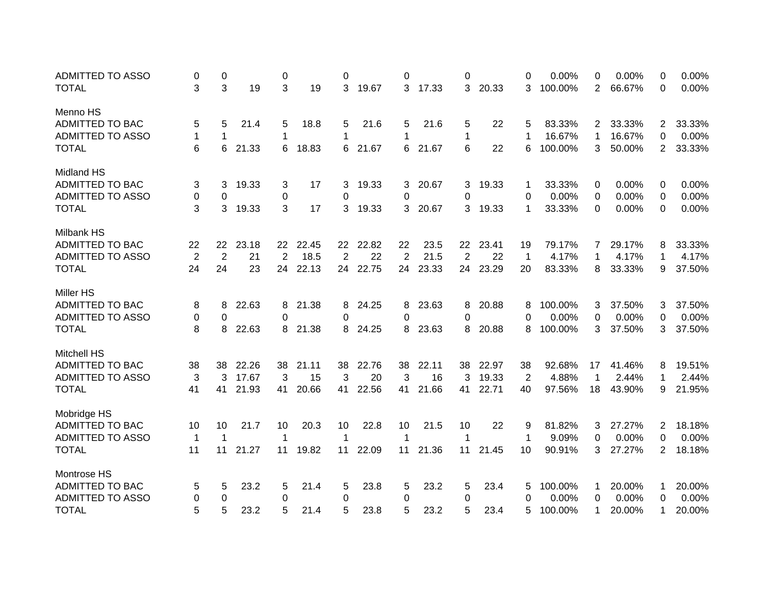| | | | | | | | | | | | | | | | | | |
|---|---|---|---|---|---|---|---|---|---|---|---|---|---|---|---|---|---|
| ADMITTED TO ASSO | 0 | 0 | | 0 | | 0 | | 0 | | 0 | | 0 | 0.00% | 0 | 0.00% | 0 | 0.00% |
| TOTAL | 3 | 3 | 19 | 3 | 19 | 3 | 19.67 | 3 | 17.33 | 3 | 20.33 | 3 | 100.00% | 2 | 66.67% | 0 | 0.00% |
| | | | | | | | | | | | | | | | | | |
| Menno HS | | | | | | | | | | | | | | | | | |
| ADMITTED TO BAC | 5 | 5 | 21.4 | 5 | 18.8 | 5 | 21.6 | 5 | 21.6 | 5 | 22 | 5 | 83.33% | 2 | 33.33% | 2 | 33.33% |
| ADMITTED TO ASSO | 1 | 1 | | 1 | | 1 | | 1 | | 1 | | 1 | 16.67% | 1 | 16.67% | 0 | 0.00% |
| TOTAL | 6 | 6 | 21.33 | 6 | 18.83 | 6 | 21.67 | 6 | 21.67 | 6 | 22 | 6 | 100.00% | 3 | 50.00% | 2 | 33.33% |
| | | | | | | | | | | | | | | | | | |
| Midland HS | | | | | | | | | | | | | | | | | |
| ADMITTED TO BAC | 3 | 3 | 19.33 | 3 | 17 | 3 | 19.33 | 3 | 20.67 | 3 | 19.33 | 1 | 33.33% | 0 | 0.00% | 0 | 0.00% |
| ADMITTED TO ASSO | 0 | 0 | | 0 | | 0 | | 0 | | 0 | | 0 | 0.00% | 0 | 0.00% | 0 | 0.00% |
| TOTAL | 3 | 3 | 19.33 | 3 | 17 | 3 | 19.33 | 3 | 20.67 | 3 | 19.33 | 1 | 33.33% | 0 | 0.00% | 0 | 0.00% |
| | | | | | | | | | | | | | | | | | |
| Milbank HS | | | | | | | | | | | | | | | | | |
| ADMITTED TO BAC | 22 | 22 | 23.18 | 22 | 22.45 | 22 | 22.82 | 22 | 23.5 | 22 | 23.41 | 19 | 79.17% | 7 | 29.17% | 8 | 33.33% |
| ADMITTED TO ASSO | 2 | 2 | 21 | 2 | 18.5 | 2 | 22 | 2 | 21.5 | 2 | 22 | 1 | 4.17% | 1 | 4.17% | 1 | 4.17% |
| TOTAL | 24 | 24 | 23 | 24 | 22.13 | 24 | 22.75 | 24 | 23.33 | 24 | 23.29 | 20 | 83.33% | 8 | 33.33% | 9 | 37.50% |
| | | | | | | | | | | | | | | | | | |
| Miller HS | | | | | | | | | | | | | | | | | |
| ADMITTED TO BAC | 8 | 8 | 22.63 | 8 | 21.38 | 8 | 24.25 | 8 | 23.63 | 8 | 20.88 | 8 | 100.00% | 3 | 37.50% | 3 | 37.50% |
| ADMITTED TO ASSO | 0 | 0 | | 0 | | 0 | | 0 | | 0 | | 0 | 0.00% | 0 | 0.00% | 0 | 0.00% |
| TOTAL | 8 | 8 | 22.63 | 8 | 21.38 | 8 | 24.25 | 8 | 23.63 | 8 | 20.88 | 8 | 100.00% | 3 | 37.50% | 3 | 37.50% |
| | | | | | | | | | | | | | | | | | |
| Mitchell HS | | | | | | | | | | | | | | | | | |
| ADMITTED TO BAC | 38 | 38 | 22.26 | 38 | 21.11 | 38 | 22.76 | 38 | 22.11 | 38 | 22.97 | 38 | 92.68% | 17 | 41.46% | 8 | 19.51% |
| ADMITTED TO ASSO | 3 | 3 | 17.67 | 3 | 15 | 3 | 20 | 3 | 16 | 3 | 19.33 | 2 | 4.88% | 1 | 2.44% | 1 | 2.44% |
| TOTAL | 41 | 41 | 21.93 | 41 | 20.66 | 41 | 22.56 | 41 | 21.66 | 41 | 22.71 | 40 | 97.56% | 18 | 43.90% | 9 | 21.95% |
| | | | | | | | | | | | | | | | | | |
| Mobridge HS | | | | | | | | | | | | | | | | | |
| ADMITTED TO BAC | 10 | 10 | 21.7 | 10 | 20.3 | 10 | 22.8 | 10 | 21.5 | 10 | 22 | 9 | 81.82% | 3 | 27.27% | 2 | 18.18% |
| ADMITTED TO ASSO | 1 | 1 | | 1 | | 1 | | 1 | | 1 | | 1 | 9.09% | 0 | 0.00% | 0 | 0.00% |
| TOTAL | 11 | 11 | 21.27 | 11 | 19.82 | 11 | 22.09 | 11 | 21.36 | 11 | 21.45 | 10 | 90.91% | 3 | 27.27% | 2 | 18.18% |
| | | | | | | | | | | | | | | | | | |
| Montrose HS | | | | | | | | | | | | | | | | | |
| ADMITTED TO BAC | 5 | 5 | 23.2 | 5 | 21.4 | 5 | 23.8 | 5 | 23.2 | 5 | 23.4 | 5 | 100.00% | 1 | 20.00% | 1 | 20.00% |
| ADMITTED TO ASSO | 0 | 0 | | 0 | | 0 | | 0 | | 0 | | 0 | 0.00% | 0 | 0.00% | 0 | 0.00% |
| TOTAL | 5 | 5 | 23.2 | 5 | 21.4 | 5 | 23.8 | 5 | 23.2 | 5 | 23.4 | 5 | 100.00% | 1 | 20.00% | 1 | 20.00% |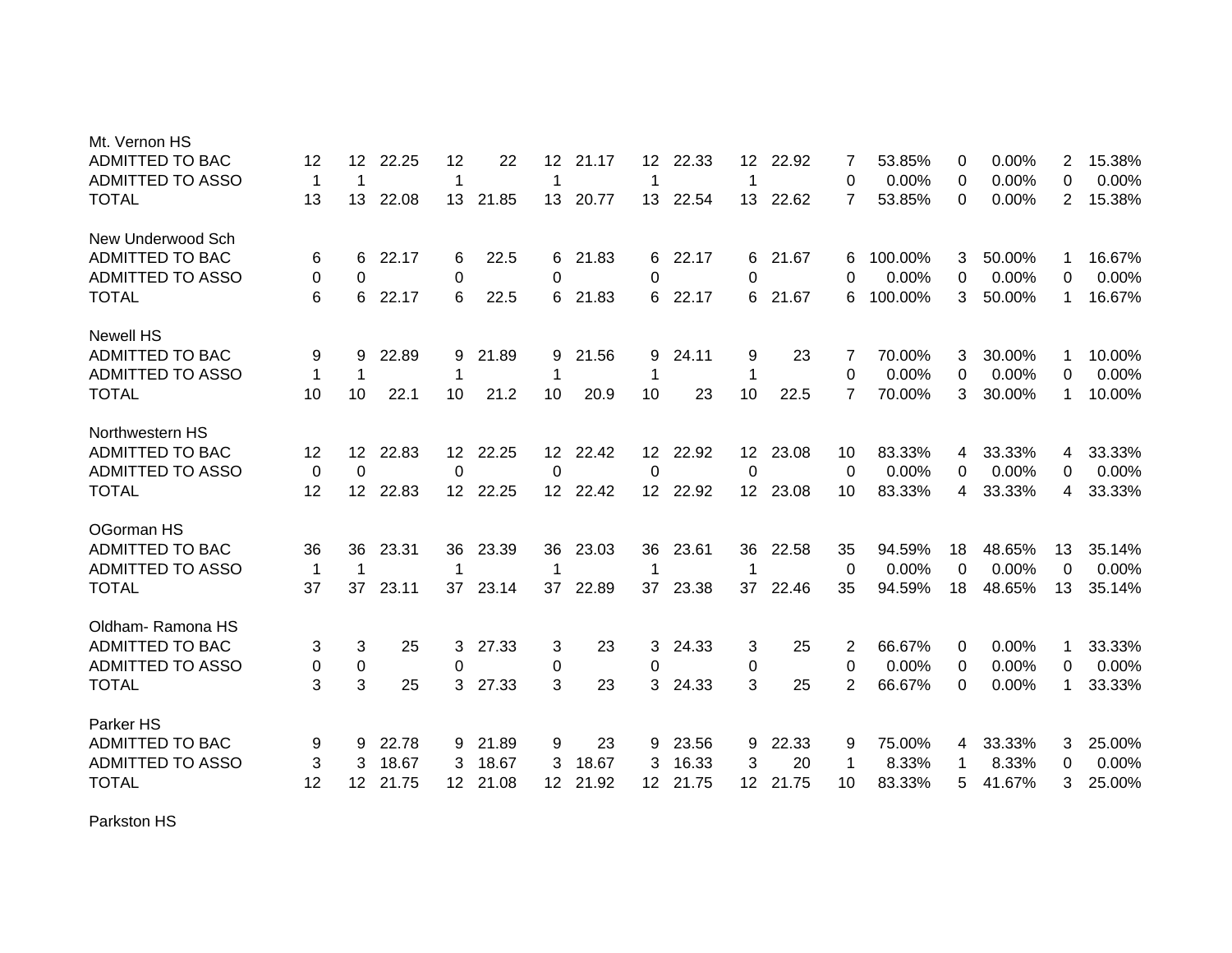| | | | | | | | | | | | | | | | | | |
|---|---|---|---|---|---|---|---|---|---|---|---|---|---|---|---|---|---|
| **Mt. Vernon HS** | | | | | | | | | | | | | | | | | |
| ADMITTED TO BAC | 12 | 12 | 22.25 | 12 | 22 | 12 | 21.17 | 12 | 22.33 | 12 | 22.92 | 7 | 53.85% | 0 | 0.00% | 2 | 15.38% |
| ADMITTED TO ASSO | 1 | 1 | | 1 | | 1 | | 1 | | 1 | | 0 | 0.00% | 0 | 0.00% | 0 | 0.00% |
| TOTAL | 13 | 13 | 22.08 | 13 | 21.85 | 13 | 20.77 | 13 | 22.54 | 13 | 22.62 | 7 | 53.85% | 0 | 0.00% | 2 | 15.38% |
| **New Underwood Sch** | | | | | | | | | | | | | | | | | |
| ADMITTED TO BAC | 6 | 6 | 22.17 | 6 | 22.5 | 6 | 21.83 | 6 | 22.17 | 6 | 21.67 | 6 | 100.00% | 3 | 50.00% | 1 | 16.67% |
| ADMITTED TO ASSO | 0 | 0 | | 0 | | 0 | | 0 | | 0 | | 0 | 0.00% | 0 | 0.00% | 0 | 0.00% |
| TOTAL | 6 | 6 | 22.17 | 6 | 22.5 | 6 | 21.83 | 6 | 22.17 | 6 | 21.67 | 6 | 100.00% | 3 | 50.00% | 1 | 16.67% |
| **Newell HS** | | | | | | | | | | | | | | | | | |
| ADMITTED TO BAC | 9 | 9 | 22.89 | 9 | 21.89 | 9 | 21.56 | 9 | 24.11 | 9 | 23 | 7 | 70.00% | 3 | 30.00% | 1 | 10.00% |
| ADMITTED TO ASSO | 1 | 1 | | 1 | | 1 | | 1 | | 1 | | 0 | 0.00% | 0 | 0.00% | 0 | 0.00% |
| TOTAL | 10 | 10 | 22.1 | 10 | 21.2 | 10 | 20.9 | 10 | 23 | 10 | 22.5 | 7 | 70.00% | 3 | 30.00% | 1 | 10.00% |
| **Northwestern HS** | | | | | | | | | | | | | | | | | |
| ADMITTED TO BAC | 12 | 12 | 22.83 | 12 | 22.25 | 12 | 22.42 | 12 | 22.92 | 12 | 23.08 | 10 | 83.33% | 4 | 33.33% | 4 | 33.33% |
| ADMITTED TO ASSO | 0 | 0 | | 0 | | 0 | | 0 | | 0 | | 0 | 0.00% | 0 | 0.00% | 0 | 0.00% |
| TOTAL | 12 | 12 | 22.83 | 12 | 22.25 | 12 | 22.42 | 12 | 22.92 | 12 | 23.08 | 10 | 83.33% | 4 | 33.33% | 4 | 33.33% |
| **OGorman HS** | | | | | | | | | | | | | | | | | |
| ADMITTED TO BAC | 36 | 36 | 23.31 | 36 | 23.39 | 36 | 23.03 | 36 | 23.61 | 36 | 22.58 | 35 | 94.59% | 18 | 48.65% | 13 | 35.14% |
| ADMITTED TO ASSO | 1 | 1 | | 1 | | 1 | | 1 | | 1 | | 0 | 0.00% | 0 | 0.00% | 0 | 0.00% |
| TOTAL | 37 | 37 | 23.11 | 37 | 23.14 | 37 | 22.89 | 37 | 23.38 | 37 | 22.46 | 35 | 94.59% | 18 | 48.65% | 13 | 35.14% |
| **Oldham- Ramona HS** | | | | | | | | | | | | | | | | | |
| ADMITTED TO BAC | 3 | 3 | 25 | 3 | 27.33 | 3 | 23 | 3 | 24.33 | 3 | 25 | 2 | 66.67% | 0 | 0.00% | 1 | 33.33% |
| ADMITTED TO ASSO | 0 | 0 | | 0 | | 0 | | 0 | | 0 | | 0 | 0.00% | 0 | 0.00% | 0 | 0.00% |
| TOTAL | 3 | 3 | 25 | 3 | 27.33 | 3 | 23 | 3 | 24.33 | 3 | 25 | 2 | 66.67% | 0 | 0.00% | 1 | 33.33% |
| **Parker HS** | | | | | | | | | | | | | | | | | |
| ADMITTED TO BAC | 9 | 9 | 22.78 | 9 | 21.89 | 9 | 23 | 9 | 23.56 | 9 | 22.33 | 9 | 75.00% | 4 | 33.33% | 3 | 25.00% |
| ADMITTED TO ASSO | 3 | 3 | 18.67 | 3 | 18.67 | 3 | 18.67 | 3 | 16.33 | 3 | 20 | 1 | 8.33% | 1 | 8.33% | 0 | 0.00% |
| TOTAL | 12 | 12 | 21.75 | 12 | 21.08 | 12 | 21.92 | 12 | 21.75 | 12 | 21.75 | 10 | 83.33% | 5 | 41.67% | 3 | 25.00% |
| **Parkston HS** | | | | | | | | | | | | | | | | | |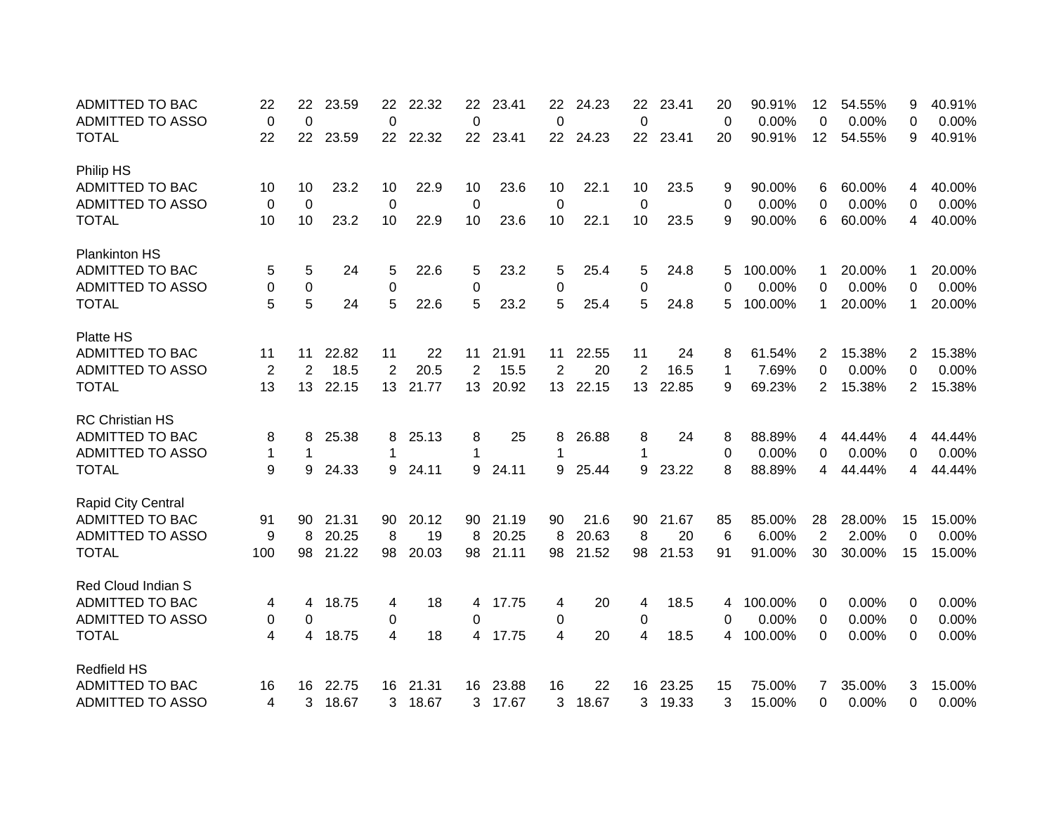| | | | | | | | | | | | | | | | | | |
|---|---|---|---|---|---|---|---|---|---|---|---|---|---|---|---|---|---|
| ADMITTED TO BAC | 22 | 22 | 23.59 | 22 | 22.32 | 22 | 23.41 | 22 | 24.23 | 22 | 23.41 | 20 | 90.91% | 12 | 54.55% | 9 | 40.91% |
| ADMITTED TO ASSO | 0 | 0 | | 0 | | 0 | | 0 | | 0 | | 0 | 0.00% | 0 | 0.00% | 0 | 0.00% |
| TOTAL | 22 | 22 | 23.59 | 22 | 22.32 | 22 | 23.41 | 22 | 24.23 | 22 | 23.41 | 20 | 90.91% | 12 | 54.55% | 9 | 40.91% |
| | | | | | | | | | | | | | | | | | |
| Philip HS | | | | | | | | | | | | | | | | | |
| ADMITTED TO BAC | 10 | 10 | 23.2 | 10 | 22.9 | 10 | 23.6 | 10 | 22.1 | 10 | 23.5 | 9 | 90.00% | 6 | 60.00% | 4 | 40.00% |
| ADMITTED TO ASSO | 0 | 0 | | 0 | | 0 | | 0 | | 0 | | 0 | 0.00% | 0 | 0.00% | 0 | 0.00% |
| TOTAL | 10 | 10 | 23.2 | 10 | 22.9 | 10 | 23.6 | 10 | 22.1 | 10 | 23.5 | 9 | 90.00% | 6 | 60.00% | 4 | 40.00% |
| | | | | | | | | | | | | | | | | | |
| Plankinton HS | | | | | | | | | | | | | | | | | |
| ADMITTED TO BAC | 5 | 5 | 24 | 5 | 22.6 | 5 | 23.2 | 5 | 25.4 | 5 | 24.8 | 5 | 100.00% | 1 | 20.00% | 1 | 20.00% |
| ADMITTED TO ASSO | 0 | 0 | | 0 | | 0 | | 0 | | 0 | | 0 | 0.00% | 0 | 0.00% | 0 | 0.00% |
| TOTAL | 5 | 5 | 24 | 5 | 22.6 | 5 | 23.2 | 5 | 25.4 | 5 | 24.8 | 5 | 100.00% | 1 | 20.00% | 1 | 20.00% |
| | | | | | | | | | | | | | | | | | |
| Platte HS | | | | | | | | | | | | | | | | | |
| ADMITTED TO BAC | 11 | 11 | 22.82 | 11 | 22 | 11 | 21.91 | 11 | 22.55 | 11 | 24 | 8 | 61.54% | 2 | 15.38% | 2 | 15.38% |
| ADMITTED TO ASSO | 2 | 2 | 18.5 | 2 | 20.5 | 2 | 15.5 | 2 | 20 | 2 | 16.5 | 1 | 7.69% | 0 | 0.00% | 0 | 0.00% |
| TOTAL | 13 | 13 | 22.15 | 13 | 21.77 | 13 | 20.92 | 13 | 22.15 | 13 | 22.85 | 9 | 69.23% | 2 | 15.38% | 2 | 15.38% |
| | | | | | | | | | | | | | | | | | |
| RC Christian HS | | | | | | | | | | | | | | | | | |
| ADMITTED TO BAC | 8 | 8 | 25.38 | 8 | 25.13 | 8 | 25 | 8 | 26.88 | 8 | 24 | 8 | 88.89% | 4 | 44.44% | 4 | 44.44% |
| ADMITTED TO ASSO | 1 | 1 | | 1 | | 1 | | 1 | | 1 | | 0 | 0.00% | 0 | 0.00% | 0 | 0.00% |
| TOTAL | 9 | 9 | 24.33 | 9 | 24.11 | 9 | 24.11 | 9 | 25.44 | 9 | 23.22 | 8 | 88.89% | 4 | 44.44% | 4 | 44.44% |
| | | | | | | | | | | | | | | | | | |
| Rapid City Central | | | | | | | | | | | | | | | | | |
| ADMITTED TO BAC | 91 | 90 | 21.31 | 90 | 20.12 | 90 | 21.19 | 90 | 21.6 | 90 | 21.67 | 85 | 85.00% | 28 | 28.00% | 15 | 15.00% |
| ADMITTED TO ASSO | 9 | 8 | 20.25 | 8 | 19 | 8 | 20.25 | 8 | 20.63 | 8 | 20 | 6 | 6.00% | 2 | 2.00% | 0 | 0.00% |
| TOTAL | 100 | 98 | 21.22 | 98 | 20.03 | 98 | 21.11 | 98 | 21.52 | 98 | 21.53 | 91 | 91.00% | 30 | 30.00% | 15 | 15.00% |
| | | | | | | | | | | | | | | | | | |
| Red Cloud Indian S | | | | | | | | | | | | | | | | | |
| ADMITTED TO BAC | 4 | 4 | 18.75 | 4 | 18 | 4 | 17.75 | 4 | 20 | 4 | 18.5 | 4 | 100.00% | 0 | 0.00% | 0 | 0.00% |
| ADMITTED TO ASSO | 0 | 0 | | 0 | | 0 | | 0 | | 0 | | 0 | 0.00% | 0 | 0.00% | 0 | 0.00% |
| TOTAL | 4 | 4 | 18.75 | 4 | 18 | 4 | 17.75 | 4 | 20 | 4 | 18.5 | 4 | 100.00% | 0 | 0.00% | 0 | 0.00% |
| | | | | | | | | | | | | | | | | | |
| Redfield HS | | | | | | | | | | | | | | | | | |
| ADMITTED TO BAC | 16 | 16 | 22.75 | 16 | 21.31 | 16 | 23.88 | 16 | 22 | 16 | 23.25 | 15 | 75.00% | 7 | 35.00% | 3 | 15.00% |
| ADMITTED TO ASSO | 4 | 3 | 18.67 | 3 | 18.67 | 3 | 17.67 | 3 | 18.67 | 3 | 19.33 | 3 | 15.00% | 0 | 0.00% | 0 | 0.00% |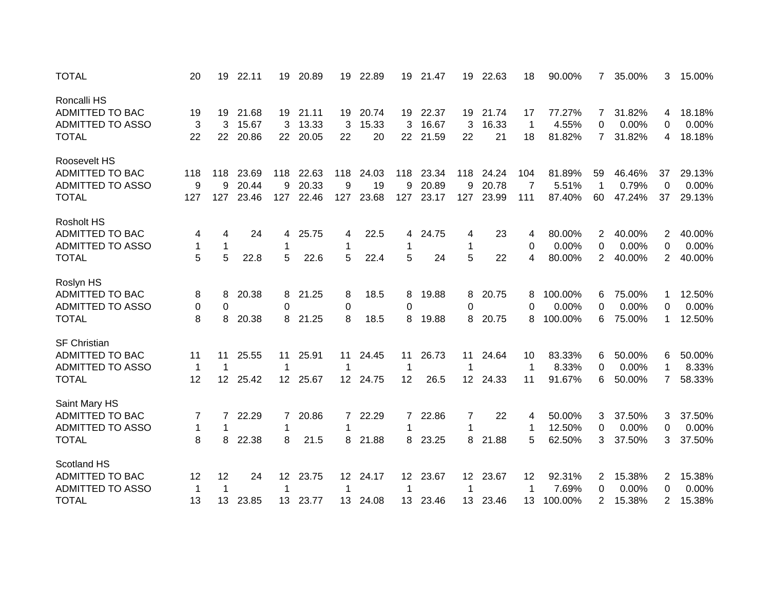| | | | | | | | | | | | | | | | | | |
|---|---|---|---|---|---|---|---|---|---|---|---|---|---|---|---|---|---|
| TOTAL | 20 | 19 | 22.11 | 19 | 20.89 | 19 | 22.89 | 19 | 21.47 | 19 | 22.63 | 18 | 90.00% | 7 | 35.00% | 3 | 15.00% |
| | | | | | | | | | | | | | | | | | |
| Roncalli HS | | | | | | | | | | | | | | | | | |
| ADMITTED TO BAC | 19 | 19 | 21.68 | 19 | 21.11 | 19 | 20.74 | 19 | 22.37 | 19 | 21.74 | 17 | 77.27% | 7 | 31.82% | 4 | 18.18% |
| ADMITTED TO ASSO | 3 | 3 | 15.67 | 3 | 13.33 | 3 | 15.33 | 3 | 16.67 | 3 | 16.33 | 1 | 4.55% | 0 | 0.00% | 0 | 0.00% |
| TOTAL | 22 | 22 | 20.86 | 22 | 20.05 | 22 | 20 | 22 | 21.59 | 22 | 21 | 18 | 81.82% | 7 | 31.82% | 4 | 18.18% |
| | | | | | | | | | | | | | | | | | |
| Roosevelt HS | | | | | | | | | | | | | | | | | |
| ADMITTED TO BAC | 118 | 118 | 23.69 | 118 | 22.63 | 118 | 24.03 | 118 | 23.34 | 118 | 24.24 | 104 | 81.89% | 59 | 46.46% | 37 | 29.13% |
| ADMITTED TO ASSO | 9 | 9 | 20.44 | 9 | 20.33 | 9 | 19 | 9 | 20.89 | 9 | 20.78 | 7 | 5.51% | 1 | 0.79% | 0 | 0.00% |
| TOTAL | 127 | 127 | 23.46 | 127 | 22.46 | 127 | 23.68 | 127 | 23.17 | 127 | 23.99 | 111 | 87.40% | 60 | 47.24% | 37 | 29.13% |
| | | | | | | | | | | | | | | | | | |
| Rosholt HS | | | | | | | | | | | | | | | | | |
| ADMITTED TO BAC | 4 | 4 | 24 | 4 | 25.75 | 4 | 22.5 | 4 | 24.75 | 4 | 23 | 4 | 80.00% | 2 | 40.00% | 2 | 40.00% |
| ADMITTED TO ASSO | 1 | 1 | | 1 | | 1 | | 1 | | 1 | | 0 | 0.00% | 0 | 0.00% | 0 | 0.00% |
| TOTAL | 5 | 5 | 22.8 | 5 | 22.6 | 5 | 22.4 | 5 | 24 | 5 | 22 | 4 | 80.00% | 2 | 40.00% | 2 | 40.00% |
| | | | | | | | | | | | | | | | | | |
| Roslyn HS | | | | | | | | | | | | | | | | | |
| ADMITTED TO BAC | 8 | 8 | 20.38 | 8 | 21.25 | 8 | 18.5 | 8 | 19.88 | 8 | 20.75 | 8 | 100.00% | 6 | 75.00% | 1 | 12.50% |
| ADMITTED TO ASSO | 0 | 0 | | 0 | | 0 | | 0 | | 0 | | 0 | 0.00% | 0 | 0.00% | 0 | 0.00% |
| TOTAL | 8 | 8 | 20.38 | 8 | 21.25 | 8 | 18.5 | 8 | 19.88 | 8 | 20.75 | 8 | 100.00% | 6 | 75.00% | 1 | 12.50% |
| | | | | | | | | | | | | | | | | | |
| SF Christian | | | | | | | | | | | | | | | | | |
| ADMITTED TO BAC | 11 | 11 | 25.55 | 11 | 25.91 | 11 | 24.45 | 11 | 26.73 | 11 | 24.64 | 10 | 83.33% | 6 | 50.00% | 6 | 50.00% |
| ADMITTED TO ASSO | 1 | 1 | | 1 | | 1 | | 1 | | 1 | | 1 | 8.33% | 0 | 0.00% | 1 | 8.33% |
| TOTAL | 12 | 12 | 25.42 | 12 | 25.67 | 12 | 24.75 | 12 | 26.5 | 12 | 24.33 | 11 | 91.67% | 6 | 50.00% | 7 | 58.33% |
| | | | | | | | | | | | | | | | | | |
| Saint Mary HS | | | | | | | | | | | | | | | | | |
| ADMITTED TO BAC | 7 | 7 | 22.29 | 7 | 20.86 | 7 | 22.29 | 7 | 22.86 | 7 | 22 | 4 | 50.00% | 3 | 37.50% | 3 | 37.50% |
| ADMITTED TO ASSO | 1 | 1 | | 1 | | 1 | | 1 | | 1 | | 1 | 12.50% | 0 | 0.00% | 0 | 0.00% |
| TOTAL | 8 | 8 | 22.38 | 8 | 21.5 | 8 | 21.88 | 8 | 23.25 | 8 | 21.88 | 5 | 62.50% | 3 | 37.50% | 3 | 37.50% |
| | | | | | | | | | | | | | | | | | |
| Scotland HS | | | | | | | | | | | | | | | | | |
| ADMITTED TO BAC | 12 | 12 | 24 | 12 | 23.75 | 12 | 24.17 | 12 | 23.67 | 12 | 23.67 | 12 | 92.31% | 2 | 15.38% | 2 | 15.38% |
| ADMITTED TO ASSO | 1 | 1 | | 1 | | 1 | | 1 | | 1 | | 1 | 7.69% | 0 | 0.00% | 0 | 0.00% |
| TOTAL | 13 | 13 | 23.85 | 13 | 23.77 | 13 | 24.08 | 13 | 23.46 | 13 | 23.46 | 13 | 100.00% | 2 | 15.38% | 2 | 15.38% |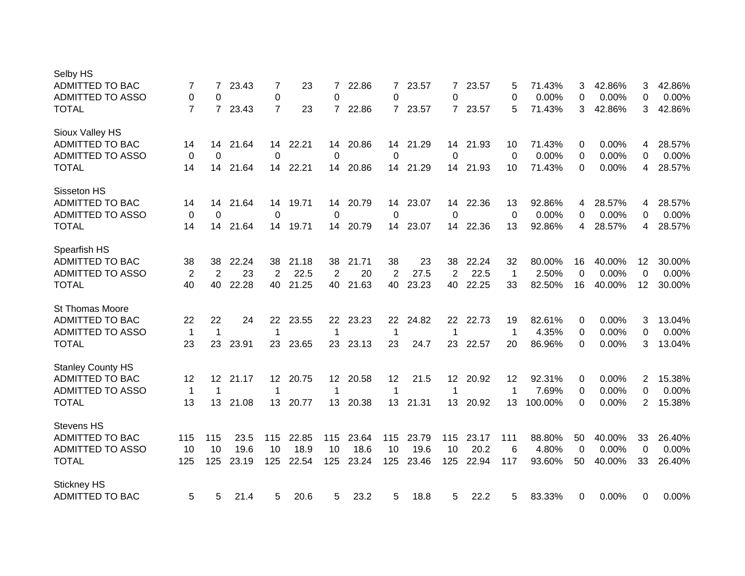| | | | | | | | | | | | | | | | | | |
|---|---|---|---|---|---|---|---|---|---|---|---|---|---|---|---|---|---|
| **Selby HS** | | | | | | | | | | | | | | | | | |
| ADMITTED TO BAC | 7 | 7 | 23.43 | 7 | 23 | 7 | 22.86 | 7 | 23.57 | 7 | 23.57 | 5 | 71.43% | 3 | 42.86% | 3 | 42.86% |
| ADMITTED TO ASSO | 0 | 0 | | 0 | | 0 | | 0 | | 0 | | 0 | 0.00% | 0 | 0.00% | 0 | 0.00% |
| TOTAL | 7 | 7 | 23.43 | 7 | 23 | 7 | 22.86 | 7 | 23.57 | 7 | 23.57 | 5 | 71.43% | 3 | 42.86% | 3 | 42.86% |
| **Sioux Valley HS** | | | | | | | | | | | | | | | | | |
| ADMITTED TO BAC | 14 | 14 | 21.64 | 14 | 22.21 | 14 | 20.86 | 14 | 21.29 | 14 | 21.93 | 10 | 71.43% | 0 | 0.00% | 4 | 28.57% |
| ADMITTED TO ASSO | 0 | 0 | | 0 | | 0 | | 0 | | 0 | | 0 | 0.00% | 0 | 0.00% | 0 | 0.00% |
| TOTAL | 14 | 14 | 21.64 | 14 | 22.21 | 14 | 20.86 | 14 | 21.29 | 14 | 21.93 | 10 | 71.43% | 0 | 0.00% | 4 | 28.57% |
| **Sisseton HS** | | | | | | | | | | | | | | | | | |
| ADMITTED TO BAC | 14 | 14 | 21.64 | 14 | 19.71 | 14 | 20.79 | 14 | 23.07 | 14 | 22.36 | 13 | 92.86% | 4 | 28.57% | 4 | 28.57% |
| ADMITTED TO ASSO | 0 | 0 | | 0 | | 0 | | 0 | | 0 | | 0 | 0.00% | 0 | 0.00% | 0 | 0.00% |
| TOTAL | 14 | 14 | 21.64 | 14 | 19.71 | 14 | 20.79 | 14 | 23.07 | 14 | 22.36 | 13 | 92.86% | 4 | 28.57% | 4 | 28.57% |
| **Spearfish HS** | | | | | | | | | | | | | | | | | |
| ADMITTED TO BAC | 38 | 38 | 22.24 | 38 | 21.18 | 38 | 21.71 | 38 | 23 | 38 | 22.24 | 32 | 80.00% | 16 | 40.00% | 12 | 30.00% |
| ADMITTED TO ASSO | 2 | 2 | 23 | 2 | 22.5 | 2 | 20 | 2 | 27.5 | 2 | 22.5 | 1 | 2.50% | 0 | 0.00% | 0 | 0.00% |
| TOTAL | 40 | 40 | 22.28 | 40 | 21.25 | 40 | 21.63 | 40 | 23.23 | 40 | 22.25 | 33 | 82.50% | 16 | 40.00% | 12 | 30.00% |
| **St Thomas Moore** | | | | | | | | | | | | | | | | | |
| ADMITTED TO BAC | 22 | 22 | 24 | 22 | 23.55 | 22 | 23.23 | 22 | 24.82 | 22 | 22.73 | 19 | 82.61% | 0 | 0.00% | 3 | 13.04% |
| ADMITTED TO ASSO | 1 | 1 | | 1 | | 1 | | 1 | | 1 | | 1 | 4.35% | 0 | 0.00% | 0 | 0.00% |
| TOTAL | 23 | 23 | 23.91 | 23 | 23.65 | 23 | 23.13 | 23 | 24.7 | 23 | 22.57 | 20 | 86.96% | 0 | 0.00% | 3 | 13.04% |
| **Stanley County HS** | | | | | | | | | | | | | | | | | |
| ADMITTED TO BAC | 12 | 12 | 21.17 | 12 | 20.75 | 12 | 20.58 | 12 | 21.5 | 12 | 20.92 | 12 | 92.31% | 0 | 0.00% | 2 | 15.38% |
| ADMITTED TO ASSO | 1 | 1 | | 1 | | 1 | | 1 | | 1 | | 1 | 7.69% | 0 | 0.00% | 0 | 0.00% |
| TOTAL | 13 | 13 | 21.08 | 13 | 20.77 | 13 | 20.38 | 13 | 21.31 | 13 | 20.92 | 13 | 100.00% | 0 | 0.00% | 2 | 15.38% |
| **Stevens HS** | | | | | | | | | | | | | | | | | |
| ADMITTED TO BAC | 115 | 115 | 23.5 | 115 | 22.85 | 115 | 23.64 | 115 | 23.79 | 115 | 23.17 | 111 | 88.80% | 50 | 40.00% | 33 | 26.40% |
| ADMITTED TO ASSO | 10 | 10 | 19.6 | 10 | 18.9 | 10 | 18.6 | 10 | 19.6 | 10 | 20.2 | 6 | 4.80% | 0 | 0.00% | 0 | 0.00% |
| TOTAL | 125 | 125 | 23.19 | 125 | 22.54 | 125 | 23.24 | 125 | 23.46 | 125 | 22.94 | 117 | 93.60% | 50 | 40.00% | 33 | 26.40% |
| **Stickney HS** | | | | | | | | | | | | | | | | | |
| ADMITTED TO BAC | 5 | 5 | 21.4 | 5 | 20.6 | 5 | 23.2 | 5 | 18.8 | 5 | 22.2 | 5 | 83.33% | 0 | 0.00% | 0 | 0.00% |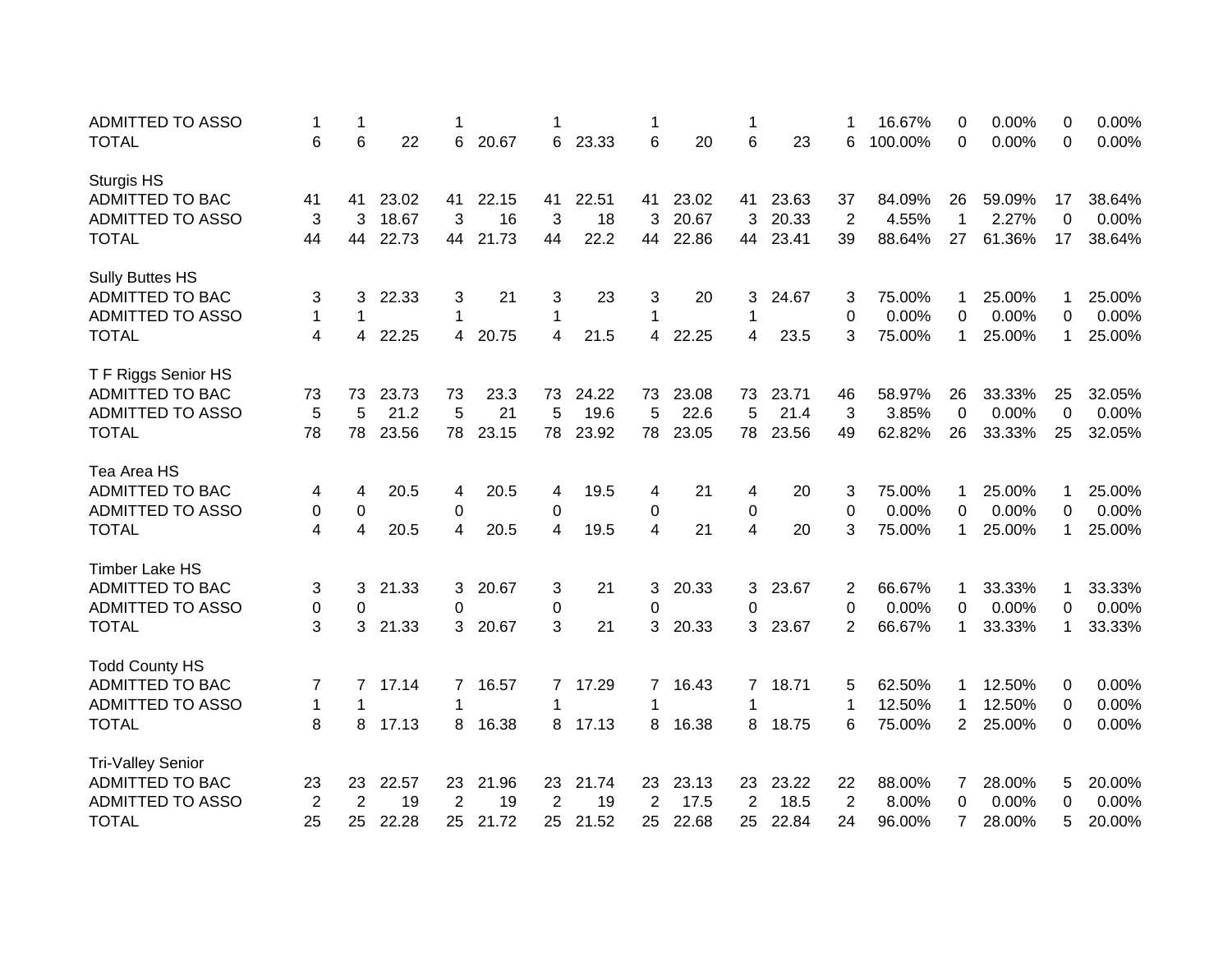| | | | | | | | | | | | | | | | | | |
|---|---|---|---|---|---|---|---|---|---|---|---|---|---|---|---|---|---|
| ADMITTED TO ASSO | 1 | 1 | | 1 | | 1 | | 1 | | 1 | | 1 | 16.67% | 0 | 0.00% | 0 | 0.00% |
| TOTAL | 6 | 6 | 22 | 6 | 20.67 | 6 | 23.33 | 6 | 20 | 6 | 23 | 6 | 100.00% | 0 | 0.00% | 0 | 0.00% |
| | | | | | | | | | | | | | | | | | |
| Sturgis HS | | | | | | | | | | | | | | | | | |
| ADMITTED TO BAC | 41 | 41 | 23.02 | 41 | 22.15 | 41 | 22.51 | 41 | 23.02 | 41 | 23.63 | 37 | 84.09% | 26 | 59.09% | 17 | 38.64% |
| ADMITTED TO ASSO | 3 | 3 | 18.67 | 3 | 16 | 3 | 18 | 3 | 20.67 | 3 | 20.33 | 2 | 4.55% | 1 | 2.27% | 0 | 0.00% |
| TOTAL | 44 | 44 | 22.73 | 44 | 21.73 | 44 | 22.2 | 44 | 22.86 | 44 | 23.41 | 39 | 88.64% | 27 | 61.36% | 17 | 38.64% |
| | | | | | | | | | | | | | | | | | |
| Sully Buttes HS | | | | | | | | | | | | | | | | | |
| ADMITTED TO BAC | 3 | 3 | 22.33 | 3 | 21 | 3 | 23 | 3 | 20 | 3 | 24.67 | 3 | 75.00% | 1 | 25.00% | 1 | 25.00% |
| ADMITTED TO ASSO | 1 | 1 | | 1 | | 1 | | 1 | | 1 | | 0 | 0.00% | 0 | 0.00% | 0 | 0.00% |
| TOTAL | 4 | 4 | 22.25 | 4 | 20.75 | 4 | 21.5 | 4 | 22.25 | 4 | 23.5 | 3 | 75.00% | 1 | 25.00% | 1 | 25.00% |
| | | | | | | | | | | | | | | | | | |
| T F Riggs Senior HS | | | | | | | | | | | | | | | | | |
| ADMITTED TO BAC | 73 | 73 | 23.73 | 73 | 23.3 | 73 | 24.22 | 73 | 23.08 | 73 | 23.71 | 46 | 58.97% | 26 | 33.33% | 25 | 32.05% |
| ADMITTED TO ASSO | 5 | 5 | 21.2 | 5 | 21 | 5 | 19.6 | 5 | 22.6 | 5 | 21.4 | 3 | 3.85% | 0 | 0.00% | 0 | 0.00% |
| TOTAL | 78 | 78 | 23.56 | 78 | 23.15 | 78 | 23.92 | 78 | 23.05 | 78 | 23.56 | 49 | 62.82% | 26 | 33.33% | 25 | 32.05% |
| | | | | | | | | | | | | | | | | | |
| Tea Area HS | | | | | | | | | | | | | | | | | |
| ADMITTED TO BAC | 4 | 4 | 20.5 | 4 | 20.5 | 4 | 19.5 | 4 | 21 | 4 | 20 | 3 | 75.00% | 1 | 25.00% | 1 | 25.00% |
| ADMITTED TO ASSO | 0 | 0 | | 0 | | 0 | | 0 | | 0 | | 0 | 0.00% | 0 | 0.00% | 0 | 0.00% |
| TOTAL | 4 | 4 | 20.5 | 4 | 20.5 | 4 | 19.5 | 4 | 21 | 4 | 20 | 3 | 75.00% | 1 | 25.00% | 1 | 25.00% |
| | | | | | | | | | | | | | | | | | |
| Timber Lake HS | | | | | | | | | | | | | | | | | |
| ADMITTED TO BAC | 3 | 3 | 21.33 | 3 | 20.67 | 3 | 21 | 3 | 20.33 | 3 | 23.67 | 2 | 66.67% | 1 | 33.33% | 1 | 33.33% |
| ADMITTED TO ASSO | 0 | 0 | | 0 | | 0 | | 0 | | 0 | | 0 | 0.00% | 0 | 0.00% | 0 | 0.00% |
| TOTAL | 3 | 3 | 21.33 | 3 | 20.67 | 3 | 21 | 3 | 20.33 | 3 | 23.67 | 2 | 66.67% | 1 | 33.33% | 1 | 33.33% |
| | | | | | | | | | | | | | | | | | |
| Todd County HS | | | | | | | | | | | | | | | | | |
| ADMITTED TO BAC | 7 | 7 | 17.14 | 7 | 16.57 | 7 | 17.29 | 7 | 16.43 | 7 | 18.71 | 5 | 62.50% | 1 | 12.50% | 0 | 0.00% |
| ADMITTED TO ASSO | 1 | 1 | | 1 | | 1 | | 1 | | 1 | | 1 | 12.50% | 1 | 12.50% | 0 | 0.00% |
| TOTAL | 8 | 8 | 17.13 | 8 | 16.38 | 8 | 17.13 | 8 | 16.38 | 8 | 18.75 | 6 | 75.00% | 2 | 25.00% | 0 | 0.00% |
| | | | | | | | | | | | | | | | | | |
| Tri-Valley Senior | | | | | | | | | | | | | | | | | |
| ADMITTED TO BAC | 23 | 23 | 22.57 | 23 | 21.96 | 23 | 21.74 | 23 | 23.13 | 23 | 23.22 | 22 | 88.00% | 7 | 28.00% | 5 | 20.00% |
| ADMITTED TO ASSO | 2 | 2 | 19 | 2 | 19 | 2 | 19 | 2 | 17.5 | 2 | 18.5 | 2 | 8.00% | 0 | 0.00% | 0 | 0.00% |
| TOTAL | 25 | 25 | 22.28 | 25 | 21.72 | 25 | 21.52 | 25 | 22.68 | 25 | 22.84 | 24 | 96.00% | 7 | 28.00% | 5 | 20.00% |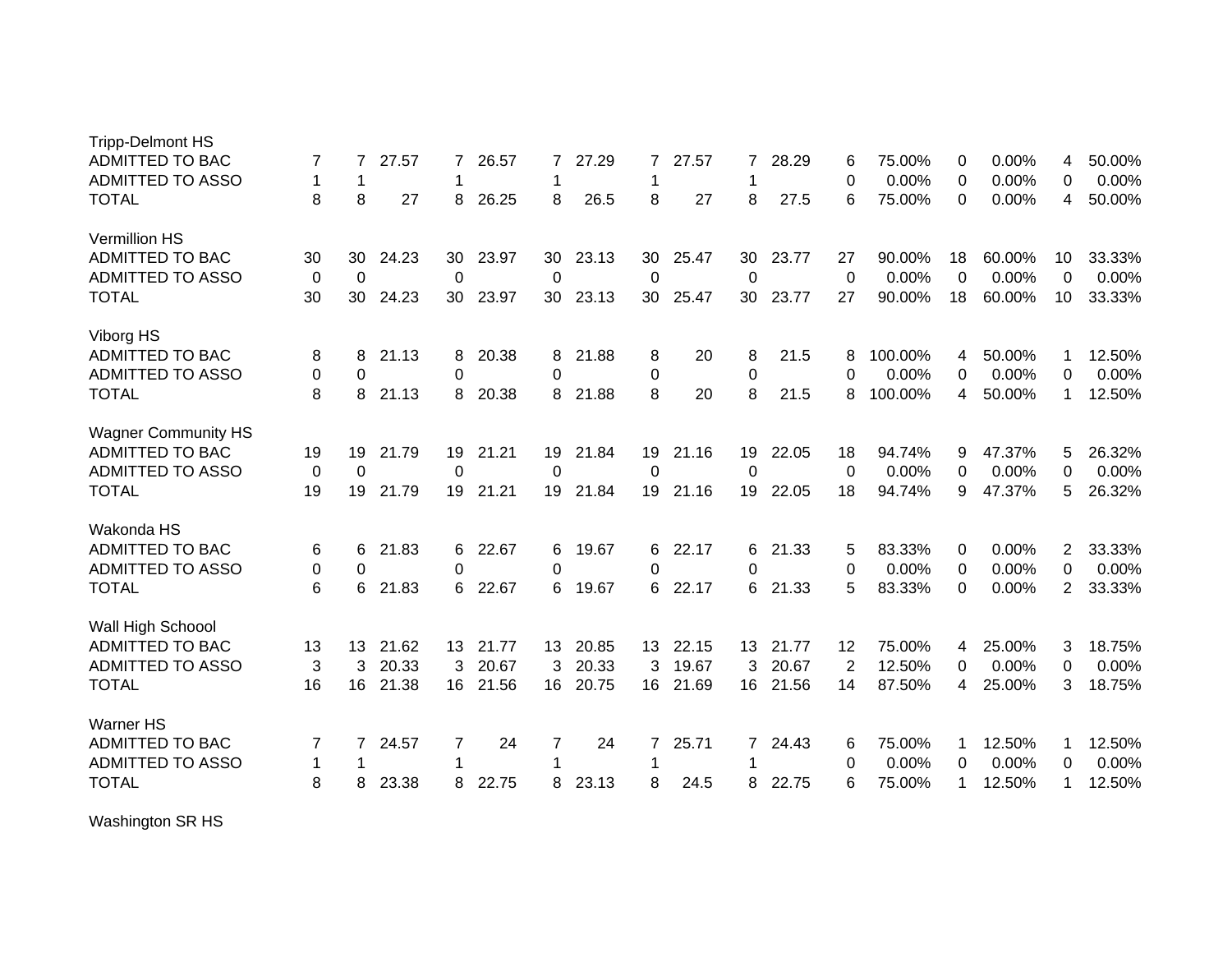| | | | | | | | | | | | | | | | | | |
|---|---|---|---|---|---|---|---|---|---|---|---|---|---|---|---|---|---|
| Tripp-Delmont HS | | | | | | | | | | | | | | | | | |
| ADMITTED TO BAC | 7 | 7 | 27.57 | 7 | 26.57 | 7 | 27.29 | 7 | 27.57 | 7 | 28.29 | 6 | 75.00% | 0 | 0.00% | 4 | 50.00% |
| ADMITTED TO ASSO | 1 | 1 | | 1 | | 1 | | 1 | | 1 | | 0 | 0.00% | 0 | 0.00% | 0 | 0.00% |
| TOTAL | 8 | 8 | 27 | 8 | 26.25 | 8 | 26.5 | 8 | 27 | 8 | 27.5 | 6 | 75.00% | 0 | 0.00% | 4 | 50.00% |
| Vermillion HS | | | | | | | | | | | | | | | | | |
| ADMITTED TO BAC | 30 | 30 | 24.23 | 30 | 23.97 | 30 | 23.13 | 30 | 25.47 | 30 | 23.77 | 27 | 90.00% | 18 | 60.00% | 10 | 33.33% |
| ADMITTED TO ASSO | 0 | 0 | | 0 | | 0 | | 0 | | 0 | | 0 | 0.00% | 0 | 0.00% | 0 | 0.00% |
| TOTAL | 30 | 30 | 24.23 | 30 | 23.97 | 30 | 23.13 | 30 | 25.47 | 30 | 23.77 | 27 | 90.00% | 18 | 60.00% | 10 | 33.33% |
| Viborg HS | | | | | | | | | | | | | | | | | |
| ADMITTED TO BAC | 8 | 8 | 21.13 | 8 | 20.38 | 8 | 21.88 | 8 | 20 | 8 | 21.5 | 8 | 100.00% | 4 | 50.00% | 1 | 12.50% |
| ADMITTED TO ASSO | 0 | 0 | | 0 | | 0 | | 0 | | 0 | | 0 | 0.00% | 0 | 0.00% | 0 | 0.00% |
| TOTAL | 8 | 8 | 21.13 | 8 | 20.38 | 8 | 21.88 | 8 | 20 | 8 | 21.5 | 8 | 100.00% | 4 | 50.00% | 1 | 12.50% |
| Wagner Community HS | | | | | | | | | | | | | | | | | |
| ADMITTED TO BAC | 19 | 19 | 21.79 | 19 | 21.21 | 19 | 21.84 | 19 | 21.16 | 19 | 22.05 | 18 | 94.74% | 9 | 47.37% | 5 | 26.32% |
| ADMITTED TO ASSO | 0 | 0 | | 0 | | 0 | | 0 | | 0 | | 0 | 0.00% | 0 | 0.00% | 0 | 0.00% |
| TOTAL | 19 | 19 | 21.79 | 19 | 21.21 | 19 | 21.84 | 19 | 21.16 | 19 | 22.05 | 18 | 94.74% | 9 | 47.37% | 5 | 26.32% |
| Wakonda HS | | | | | | | | | | | | | | | | | |
| ADMITTED TO BAC | 6 | 6 | 21.83 | 6 | 22.67 | 6 | 19.67 | 6 | 22.17 | 6 | 21.33 | 5 | 83.33% | 0 | 0.00% | 2 | 33.33% |
| ADMITTED TO ASSO | 0 | 0 | | 0 | | 0 | | 0 | | 0 | | 0 | 0.00% | 0 | 0.00% | 0 | 0.00% |
| TOTAL | 6 | 6 | 21.83 | 6 | 22.67 | 6 | 19.67 | 6 | 22.17 | 6 | 21.33 | 5 | 83.33% | 0 | 0.00% | 2 | 33.33% |
| Wall High Schoool | | | | | | | | | | | | | | | | | |
| ADMITTED TO BAC | 13 | 13 | 21.62 | 13 | 21.77 | 13 | 20.85 | 13 | 22.15 | 13 | 21.77 | 12 | 75.00% | 4 | 25.00% | 3 | 18.75% |
| ADMITTED TO ASSO | 3 | 3 | 20.33 | 3 | 20.67 | 3 | 20.33 | 3 | 19.67 | 3 | 20.67 | 2 | 12.50% | 0 | 0.00% | 0 | 0.00% |
| TOTAL | 16 | 16 | 21.38 | 16 | 21.56 | 16 | 20.75 | 16 | 21.69 | 16 | 21.56 | 14 | 87.50% | 4 | 25.00% | 3 | 18.75% |
| Warner HS | | | | | | | | | | | | | | | | | |
| ADMITTED TO BAC | 7 | 7 | 24.57 | 7 | 24 | 7 | 24 | 7 | 25.71 | 7 | 24.43 | 6 | 75.00% | 1 | 12.50% | 1 | 12.50% |
| ADMITTED TO ASSO | 1 | 1 | | 1 | | 1 | | 1 | | 1 | | 0 | 0.00% | 0 | 0.00% | 0 | 0.00% |
| TOTAL | 8 | 8 | 23.38 | 8 | 22.75 | 8 | 23.13 | 8 | 24.5 | 8 | 22.75 | 6 | 75.00% | 1 | 12.50% | 1 | 12.50% |
| Washington SR HS | | | | | | | | | | | | | | | | | |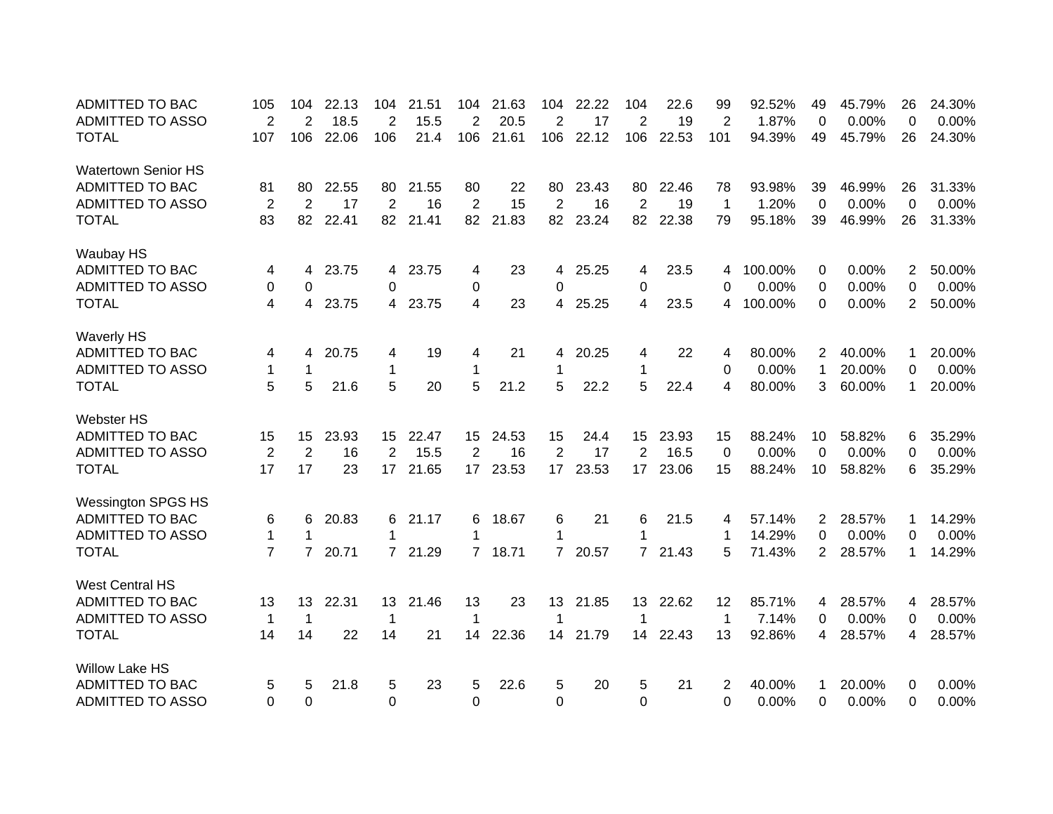| | | | | | | | | | | | | | | | | | |
|---|---|---|---|---|---|---|---|---|---|---|---|---|---|---|---|---|---|
| ADMITTED TO BAC | 105 | 104 | 22.13 | 104 | 21.51 | 104 | 21.63 | 104 | 22.22 | 104 | 22.6 | 99 | 92.52% | 49 | 45.79% | 26 | 24.30% |
| ADMITTED TO ASSO | 2 | 2 | 18.5 | 2 | 15.5 | 2 | 20.5 | 2 | 17 | 2 | 19 | 2 | 1.87% | 0 | 0.00% | 0 | 0.00% |
| TOTAL | 107 | 106 | 22.06 | 106 | 21.4 | 106 | 21.61 | 106 | 22.12 | 106 | 22.53 | 101 | 94.39% | 49 | 45.79% | 26 | 24.30% |
| | | | | | | | | | | | | | | | | | |
| Watertown Senior HS | | | | | | | | | | | | | | | | | |
| ADMITTED TO BAC | 81 | 80 | 22.55 | 80 | 21.55 | 80 | 22 | 80 | 23.43 | 80 | 22.46 | 78 | 93.98% | 39 | 46.99% | 26 | 31.33% |
| ADMITTED TO ASSO | 2 | 2 | 17 | 2 | 16 | 2 | 15 | 2 | 16 | 2 | 19 | 1 | 1.20% | 0 | 0.00% | 0 | 0.00% |
| TOTAL | 83 | 82 | 22.41 | 82 | 21.41 | 82 | 21.83 | 82 | 23.24 | 82 | 22.38 | 79 | 95.18% | 39 | 46.99% | 26 | 31.33% |
| | | | | | | | | | | | | | | | | | |
| Waubay HS | | | | | | | | | | | | | | | | | |
| ADMITTED TO BAC | 4 | 4 | 23.75 | 4 | 23.75 | 4 | 23 | 4 | 25.25 | 4 | 23.5 | 4 | 100.00% | 0 | 0.00% | 2 | 50.00% |
| ADMITTED TO ASSO | 0 | 0 | | 0 | | 0 | | 0 | | 0 | | 0 | 0.00% | 0 | 0.00% | 0 | 0.00% |
| TOTAL | 4 | 4 | 23.75 | 4 | 23.75 | 4 | 23 | 4 | 25.25 | 4 | 23.5 | 4 | 100.00% | 0 | 0.00% | 2 | 50.00% |
| | | | | | | | | | | | | | | | | | |
| Waverly HS | | | | | | | | | | | | | | | | | |
| ADMITTED TO BAC | 4 | 4 | 20.75 | 4 | 19 | 4 | 21 | 4 | 20.25 | 4 | 22 | 4 | 80.00% | 2 | 40.00% | 1 | 20.00% |
| ADMITTED TO ASSO | 1 | 1 | | 1 | | 1 | | 1 | | 1 | | 0 | 0.00% | 1 | 20.00% | 0 | 0.00% |
| TOTAL | 5 | 5 | 21.6 | 5 | 20 | 5 | 21.2 | 5 | 22.2 | 5 | 22.4 | 4 | 80.00% | 3 | 60.00% | 1 | 20.00% |
| | | | | | | | | | | | | | | | | | |
| Webster HS | | | | | | | | | | | | | | | | | |
| ADMITTED TO BAC | 15 | 15 | 23.93 | 15 | 22.47 | 15 | 24.53 | 15 | 24.4 | 15 | 23.93 | 15 | 88.24% | 10 | 58.82% | 6 | 35.29% |
| ADMITTED TO ASSO | 2 | 2 | 16 | 2 | 15.5 | 2 | 16 | 2 | 17 | 2 | 16.5 | 0 | 0.00% | 0 | 0.00% | 0 | 0.00% |
| TOTAL | 17 | 17 | 23 | 17 | 21.65 | 17 | 23.53 | 17 | 23.53 | 17 | 23.06 | 15 | 88.24% | 10 | 58.82% | 6 | 35.29% |
| | | | | | | | | | | | | | | | | | |
| Wessington SPGS HS | | | | | | | | | | | | | | | | | |
| ADMITTED TO BAC | 6 | 6 | 20.83 | 6 | 21.17 | 6 | 18.67 | 6 | 21 | 6 | 21.5 | 4 | 57.14% | 2 | 28.57% | 1 | 14.29% |
| ADMITTED TO ASSO | 1 | 1 | | 1 | | 1 | | 1 | | 1 | | 1 | 14.29% | 0 | 0.00% | 0 | 0.00% |
| TOTAL | 7 | 7 | 20.71 | 7 | 21.29 | 7 | 18.71 | 7 | 20.57 | 7 | 21.43 | 5 | 71.43% | 2 | 28.57% | 1 | 14.29% |
| | | | | | | | | | | | | | | | | | |
| West Central HS | | | | | | | | | | | | | | | | | |
| ADMITTED TO BAC | 13 | 13 | 22.31 | 13 | 21.46 | 13 | 23 | 13 | 21.85 | 13 | 22.62 | 12 | 85.71% | 4 | 28.57% | 4 | 28.57% |
| ADMITTED TO ASSO | 1 | 1 | | 1 | | 1 | | 1 | | 1 | | 1 | 7.14% | 0 | 0.00% | 0 | 0.00% |
| TOTAL | 14 | 14 | 22 | 14 | 21 | 14 | 22.36 | 14 | 21.79 | 14 | 22.43 | 13 | 92.86% | 4 | 28.57% | 4 | 28.57% |
| | | | | | | | | | | | | | | | | | |
| Willow Lake HS | | | | | | | | | | | | | | | | | |
| ADMITTED TO BAC | 5 | 5 | 21.8 | 5 | 23 | 5 | 22.6 | 5 | 20 | 5 | 21 | 2 | 40.00% | 1 | 20.00% | 0 | 0.00% |
| ADMITTED TO ASSO | 0 | 0 | | 0 | | 0 | | 0 | | 0 | | 0 | 0.00% | 0 | 0.00% | 0 | 0.00% |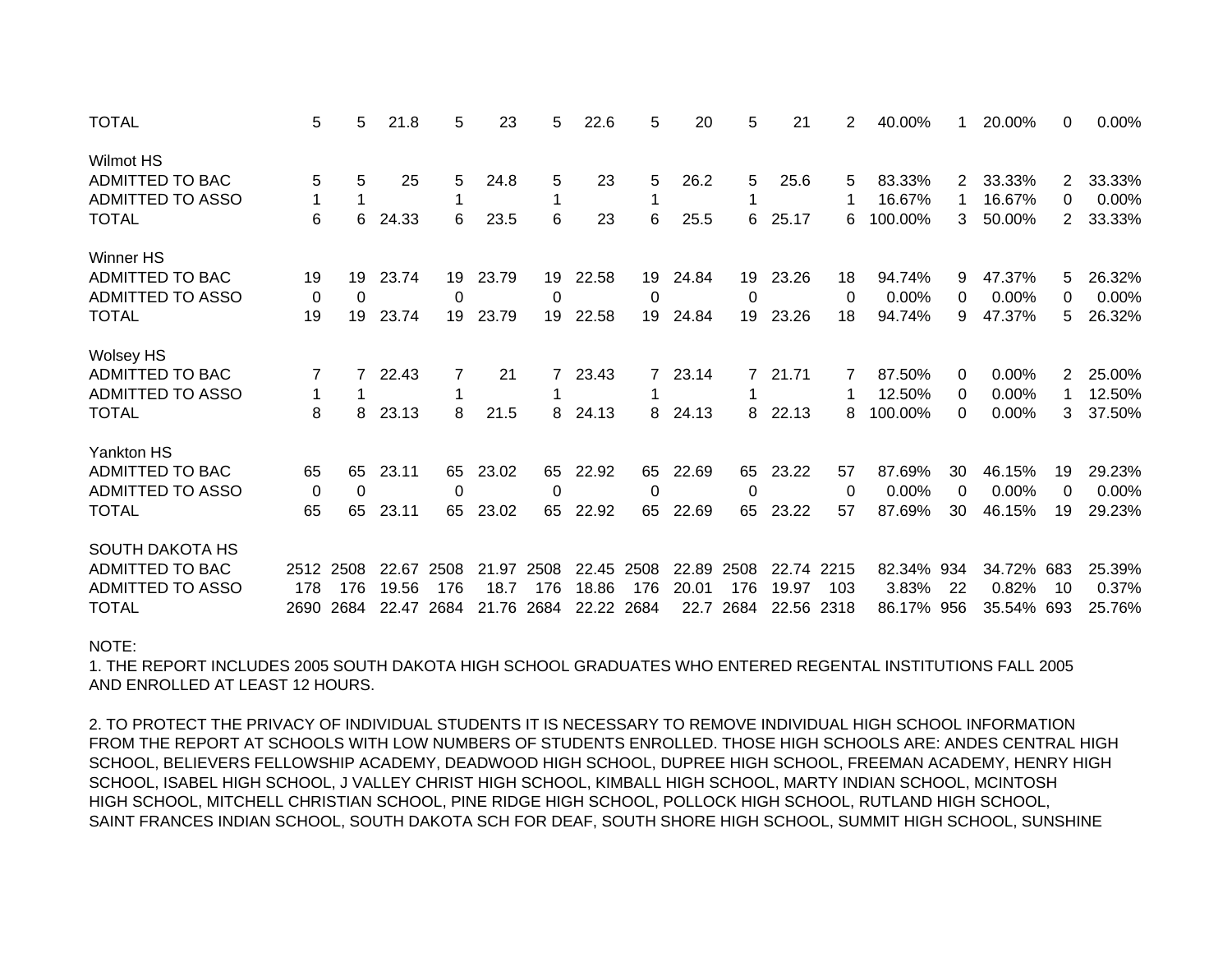| | | | | | | | | | | | | | | | | | | |
|---|---|---|---|---|---|---|---|---|---|---|---|---|---|---|---|---|---|---|
| TOTAL | 5 | 5 | 21.8 | 5 | 23 | 5 | 22.6 | 5 | 20 | 5 | 21 | 2 | 40.00% | 1 | 20.00% | 0 | 0.00% |
| | | | | | | | | | | | | | | | | | |
| Wilmot HS | | | | | | | | | | | | | | | | | |
| ADMITTED TO BAC | 5 | 5 | 25 | 5 | 24.8 | 5 | 23 | 5 | 26.2 | 5 | 25.6 | 5 | 83.33% | 2 | 33.33% | 2 | 33.33% |
| ADMITTED TO ASSO | 1 | 1 | | 1 | | 1 | | 1 | | 1 | | 1 | 16.67% | 1 | 16.67% | 0 | 0.00% |
| TOTAL | 6 | 6 | 24.33 | 6 | 23.5 | 6 | 23 | 6 | 25.5 | 6 | 25.17 | 6 | 100.00% | 3 | 50.00% | 2 | 33.33% |
| | | | | | | | | | | | | | | | | | |
| Winner HS | | | | | | | | | | | | | | | | | |
| ADMITTED TO BAC | 19 | 19 | 23.74 | 19 | 23.79 | 19 | 22.58 | 19 | 24.84 | 19 | 23.26 | 18 | 94.74% | 9 | 47.37% | 5 | 26.32% |
| ADMITTED TO ASSO | 0 | 0 | | 0 | | 0 | | 0 | | 0 | | 0 | 0.00% | 0 | 0.00% | 0 | 0.00% |
| TOTAL | 19 | 19 | 23.74 | 19 | 23.79 | 19 | 22.58 | 19 | 24.84 | 19 | 23.26 | 18 | 94.74% | 9 | 47.37% | 5 | 26.32% |
| | | | | | | | | | | | | | | | | | |
| Wolsey HS | | | | | | | | | | | | | | | | | |
| ADMITTED TO BAC | 7 | 7 | 22.43 | 7 | 21 | 7 | 23.43 | 7 | 23.14 | 7 | 21.71 | 7 | 87.50% | 0 | 0.00% | 2 | 25.00% |
| ADMITTED TO ASSO | 1 | 1 | | 1 | | 1 | | 1 | | 1 | | 1 | 12.50% | 0 | 0.00% | 1 | 12.50% |
| TOTAL | 8 | 8 | 23.13 | 8 | 21.5 | 8 | 24.13 | 8 | 24.13 | 8 | 22.13 | 8 | 100.00% | 0 | 0.00% | 3 | 37.50% |
| | | | | | | | | | | | | | | | | | |
| Yankton HS | | | | | | | | | | | | | | | | | |
| ADMITTED TO BAC | 65 | 65 | 23.11 | 65 | 23.02 | 65 | 22.92 | 65 | 22.69 | 65 | 23.22 | 57 | 87.69% | 30 | 46.15% | 19 | 29.23% |
| ADMITTED TO ASSO | 0 | 0 | | 0 | | 0 | | 0 | | 0 | | 0 | 0.00% | 0 | 0.00% | 0 | 0.00% |
| TOTAL | 65 | 65 | 23.11 | 65 | 23.02 | 65 | 22.92 | 65 | 22.69 | 65 | 23.22 | 57 | 87.69% | 30 | 46.15% | 19 | 29.23% |
| | | | | | | | | | | | | | | | | | |
| SOUTH DAKOTA HS | | | | | | | | | | | | | | | | | |
| ADMITTED TO BAC | 2512 | 2508 | 22.67 | 2508 | 21.97 | 2508 | 22.45 | 2508 | 22.89 | 2508 | 22.74 | 2215 | 82.34% | 934 | 34.72% | 683 | 25.39% |
| ADMITTED TO ASSO | 178 | 176 | 19.56 | 176 | 18.7 | 176 | 18.86 | 176 | 20.01 | 176 | 19.97 | 103 | 3.83% | 22 | 0.82% | 10 | 0.37% |
| TOTAL | 2690 | 2684 | 22.47 | 2684 | 21.76 | 2684 | 22.22 | 2684 | 22.7 | 2684 | 22.56 | 2318 | 86.17% | 956 | 35.54% | 693 | 25.76% |

NOTE:

1. THE REPORT INCLUDES 2005 SOUTH DAKOTA HIGH SCHOOL GRADUATES WHO ENTERED REGENTAL INSTITUTIONS FALL 2005 AND ENROLLED AT LEAST 12 HOURS.

2. TO PROTECT THE PRIVACY OF INDIVIDUAL STUDENTS IT IS NECESSARY TO REMOVE INDIVIDUAL HIGH SCHOOL INFORMATION FROM THE REPORT AT SCHOOLS WITH LOW NUMBERS OF STUDENTS ENROLLED. THOSE HIGH SCHOOLS ARE: ANDES CENTRAL HIGH SCHOOL, BELIEVERS FELLOWSHIP ACADEMY, DEADWOOD HIGH SCHOOL, DUPREE HIGH SCHOOL, FREEMAN ACADEMY, HENRY HIGH SCHOOL, ISABEL HIGH SCHOOL, J VALLEY CHRIST HIGH SCHOOL, KIMBALL HIGH SCHOOL, MARTY INDIAN SCHOOL, MCINTOSH HIGH SCHOOL, MITCHELL CHRISTIAN SCHOOL, PINE RIDGE HIGH SCHOOL, POLLOCK HIGH SCHOOL, RUTLAND HIGH SCHOOL, SAINT FRANCES INDIAN SCHOOL, SOUTH DAKOTA SCH FOR DEAF, SOUTH SHORE HIGH SCHOOL, SUMMIT HIGH SCHOOL, SUNSHINE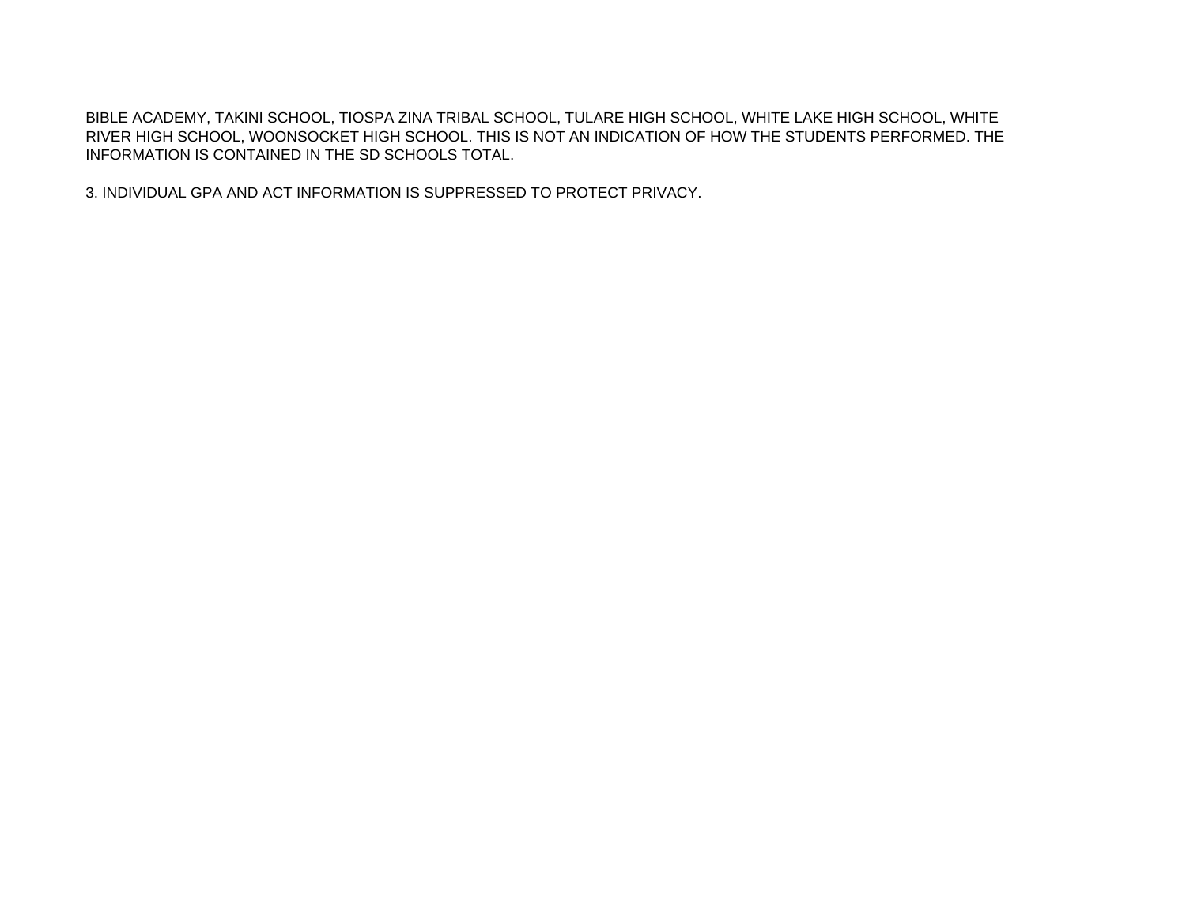BIBLE ACADEMY, TAKINI SCHOOL, TIOSPA ZINA TRIBAL SCHOOL, TULARE HIGH SCHOOL, WHITE LAKE HIGH SCHOOL, WHITE RIVER HIGH SCHOOL, WOONSOCKET HIGH SCHOOL. THIS IS NOT AN INDICATION OF HOW THE STUDENTS PERFORMED. THE INFORMATION IS CONTAINED IN THE SD SCHOOLS TOTAL.

3. INDIVIDUAL GPA AND ACT INFORMATION IS SUPPRESSED TO PROTECT PRIVACY.